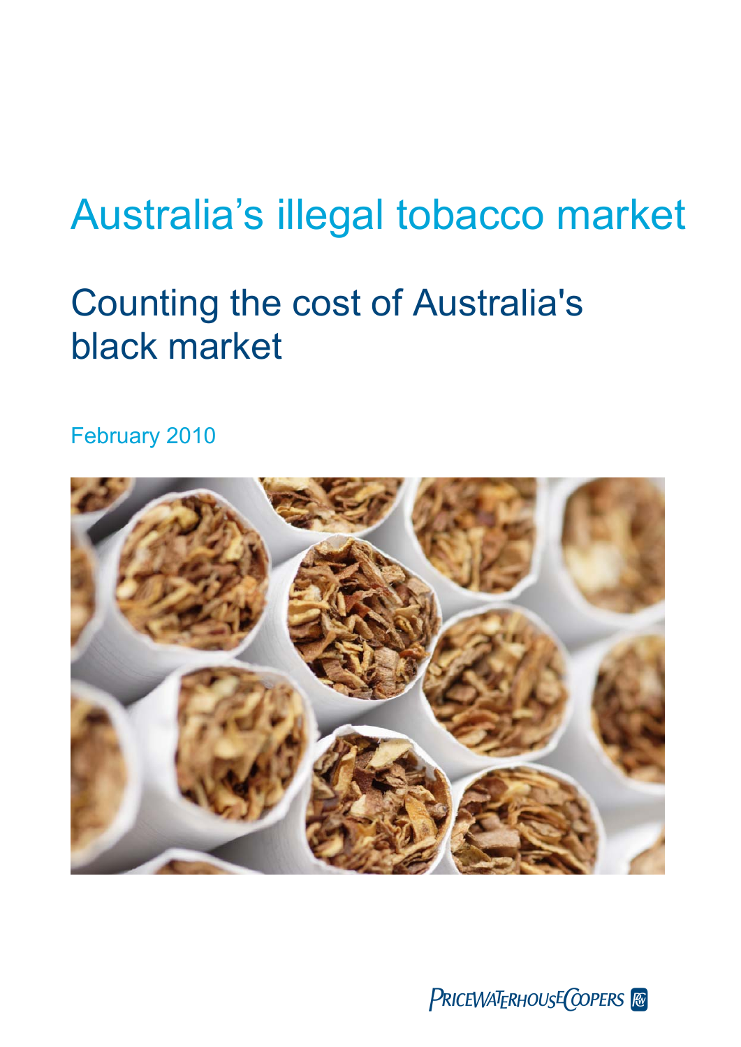# Australia's illegal tobacco market

## Counting the cost of Australia's black market

February 2010

PRICEWATERHOUSECOOPERS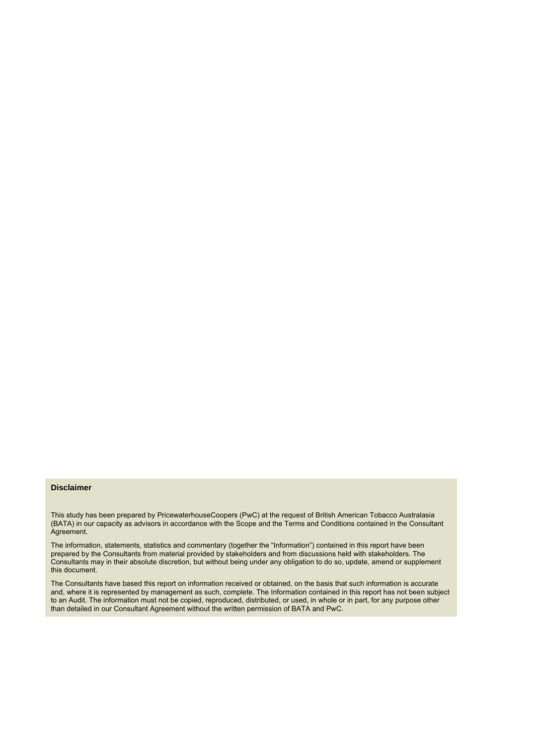**Disclaimer**

This study has been prepared by PricewaterhouseCoopers (PwC) at the request of British American Tobacco Australasia (BATA) in our capacity as advisors in accordance with the Scope and the Terms and Conditions contained in the Consultant Agreement.

The information, statements, statistics and commentary (together the "Information") contained in this report have been prepared by the Consultants from material provided by stakeholders and from discussions held with stakeholders. The Consultants may in their absolute discretion, but without being under any obligation to do so, update, amend or supplement this document.

The Consultants have based this report on information received or obtained, on the basis that such information is accurate and, where it is represented by management as such, complete. The Information contained in this report has not been subject to an Audit. The information must not be copied, reproduced, distributed, or used, in whole or in part, for any purpose other than detailed in our Consultant Agreement without the written permission of BATA and PwC.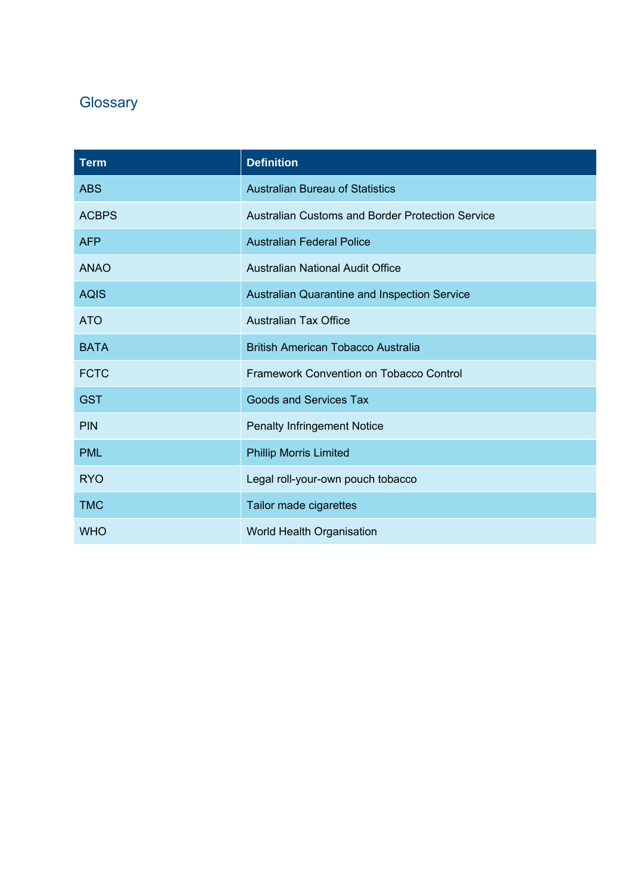# Glossary

| Term | Definition |
|---|---|
| ABS | Australian Bureau of Statistics |
| ACBPS | Australian Customs and Border Protection Service |
| AFP | Australian Federal Police |
| ANAO | Australian National Audit Office |
| AQIS | Australian Quarantine and Inspection Service |
| ATO | Australian Tax Office |
| BATA | British American Tobacco Australia |
| FCTC | Framework Convention on Tobacco Control |
| GST | Goods and Services Tax |
| PIN | Penalty Infringement Notice |
| PML | Phillip Morris Limited |
| RYO | Legal roll-your-own pouch tobacco |
| TMC | Tailor made cigarettes |
| WHO | World Health Organisation |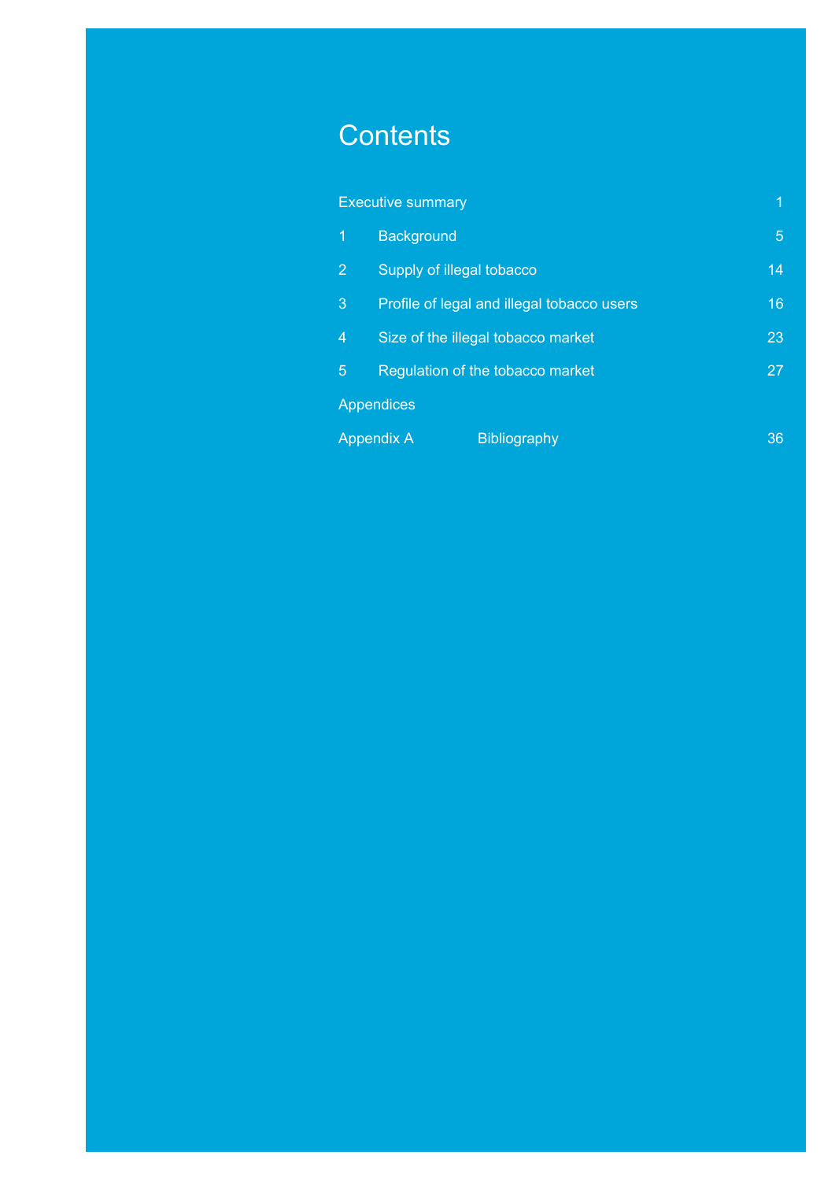# Contents

| | | |
|---|---|---|
| Executive summary | | 1 |
| 1 | Background | 5 |
| 2 | Supply of illegal tobacco | 14 |
| 3 | Profile of legal and illegal tobacco users | 16 |
| 4 | Size of the illegal tobacco market | 23 |
| 5 | Regulation of the tobacco market | 27 |
| Appendices | | |
| Appendix A | Bibliography | 36 |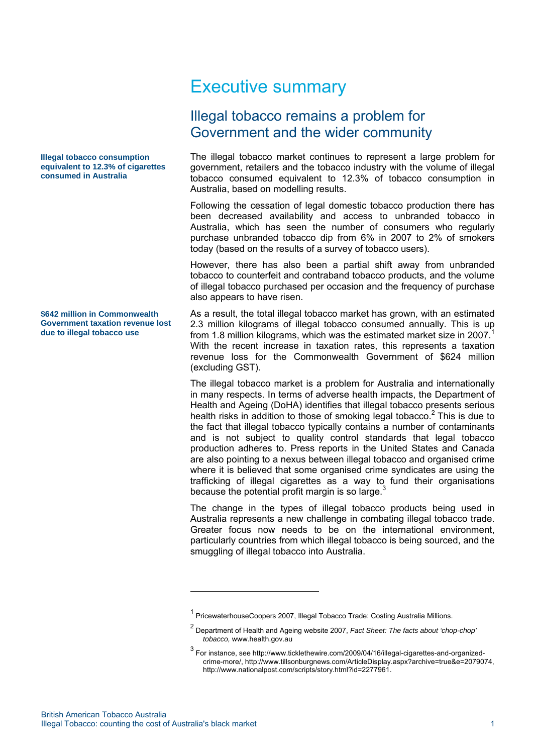# Executive summary

## Illegal tobacco remains a problem for Government and the wider community

**Illegal tobacco consumption equivalent to 12.3% of cigarettes consumed in Australia**

The illegal tobacco market continues to represent a large problem for government, retailers and the tobacco industry with the volume of illegal tobacco consumed equivalent to 12.3% of tobacco consumption in Australia, based on modelling results.

Following the cessation of legal domestic tobacco production there has been decreased availability and access to unbranded tobacco in Australia, which has seen the number of consumers who regularly purchase unbranded tobacco dip from 6% in 2007 to 2% of smokers today (based on the results of a survey of tobacco users).

However, there has also been a partial shift away from unbranded tobacco to counterfeit and contraband tobacco products, and the volume of illegal tobacco purchased per occasion and the frequency of purchase also appears to have risen.

**$642 million in Commonwealth Government taxation revenue lost due to illegal tobacco use**

As a result, the total illegal tobacco market has grown, with an estimated 2.3 million kilograms of illegal tobacco consumed annually. This is up from 1.8 million kilograms, which was the estimated market size in 2007.[1] With the recent increase in taxation rates, this represents a taxation revenue loss for the Commonwealth Government of $624 million (excluding GST).

The illegal tobacco market is a problem for Australia and internationally in many respects. In terms of adverse health impacts, the Department of Health and Ageing (DoHA) identifies that illegal tobacco presents serious health risks in addition to those of smoking legal tobacco.[2] This is due to the fact that illegal tobacco typically contains a number of contaminants and is not subject to quality control standards that legal tobacco production adheres to. Press reports in the United States and Canada are also pointing to a nexus between illegal tobacco and organised crime where it is believed that some organised crime syndicates are using the trafficking of illegal cigarettes as a way to fund their organisations because the potential profit margin is so large.[3]

The change in the types of illegal tobacco products being used in Australia represents a new challenge in combating illegal tobacco trade. Greater focus now needs to be on the international environment, particularly countries from which illegal tobacco is being sourced, and the smuggling of illegal tobacco into Australia.

---

[1] PricewaterhouseCoopers 2007, Illegal Tobacco Trade: Costing Australia Millions.

[2] Department of Health and Ageing website 2007, *Fact Sheet: The facts about 'chop-chop' tobacco,* www.health.gov.au

[3] For instance, see http://www.ticklethewire.com/2009/04/16/illegal-cigarettes-and-organized-crime-more/, http://www.tillsonburgnews.com/ArticleDisplay.aspx?archive=true&e=2079074, http://www.nationalpost.com/scripts/story.html?id=2277961.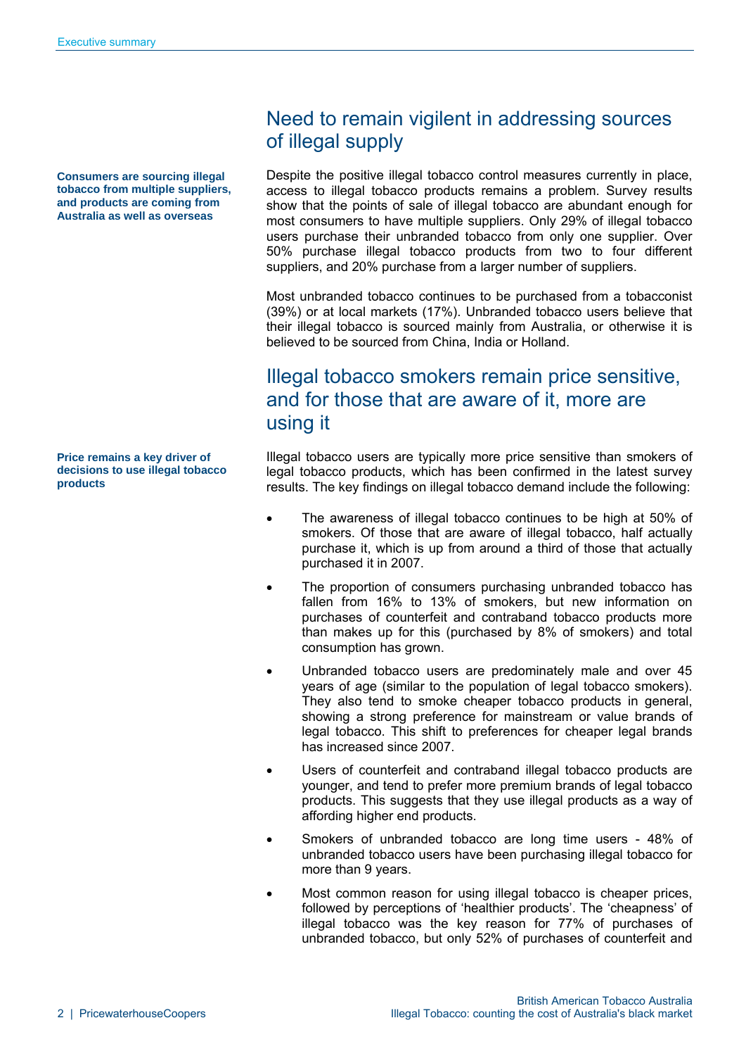## Need to remain vigilant in addressing sources of illegal supply

**Consumers are sourcing illegal tobacco from multiple suppliers, and products are coming from Australia as well as overseas**

Despite the positive illegal tobacco control measures currently in place, access to illegal tobacco products remains a problem. Survey results show that the points of sale of illegal tobacco are abundant enough for most consumers to have multiple suppliers. Only 29% of illegal tobacco users purchase their unbranded tobacco from only one supplier. Over 50% purchase illegal tobacco products from two to four different suppliers, and 20% purchase from a larger number of suppliers.

Most unbranded tobacco continues to be purchased from a tobacconist (39%) or at local markets (17%). Unbranded tobacco users believe that their illegal tobacco is sourced mainly from Australia, or otherwise it is believed to be sourced from China, India or Holland.

## Illegal tobacco smokers remain price sensitive, and for those that are aware of it, more are using it

**Price remains a key driver of decisions to use illegal tobacco products**

Illegal tobacco users are typically more price sensitive than smokers of legal tobacco products, which has been confirmed in the latest survey results. The key findings on illegal tobacco demand include the following:

- The awareness of illegal tobacco continues to be high at 50% of smokers. Of those that are aware of illegal tobacco, half actually purchase it, which is up from around a third of those that actually purchased it in 2007.
- The proportion of consumers purchasing unbranded tobacco has fallen from 16% to 13% of smokers, but new information on purchases of counterfeit and contraband tobacco products more than makes up for this (purchased by 8% of smokers) and total consumption has grown.
- Unbranded tobacco users are predominately male and over 45 years of age (similar to the population of legal tobacco smokers). They also tend to smoke cheaper tobacco products in general, showing a strong preference for mainstream or value brands of legal tobacco. This shift to preferences for cheaper legal brands has increased since 2007.
- Users of counterfeit and contraband illegal tobacco products are younger, and tend to prefer more premium brands of legal tobacco products. This suggests that they use illegal products as a way of affording higher end products.
- Smokers of unbranded tobacco are long time users - 48% of unbranded tobacco users have been purchasing illegal tobacco for more than 9 years.
- Most common reason for using illegal tobacco is cheaper prices, followed by perceptions of 'healthier products'. The 'cheapness' of illegal tobacco was the key reason for 77% of purchases of unbranded tobacco, but only 52% of purchases of counterfeit and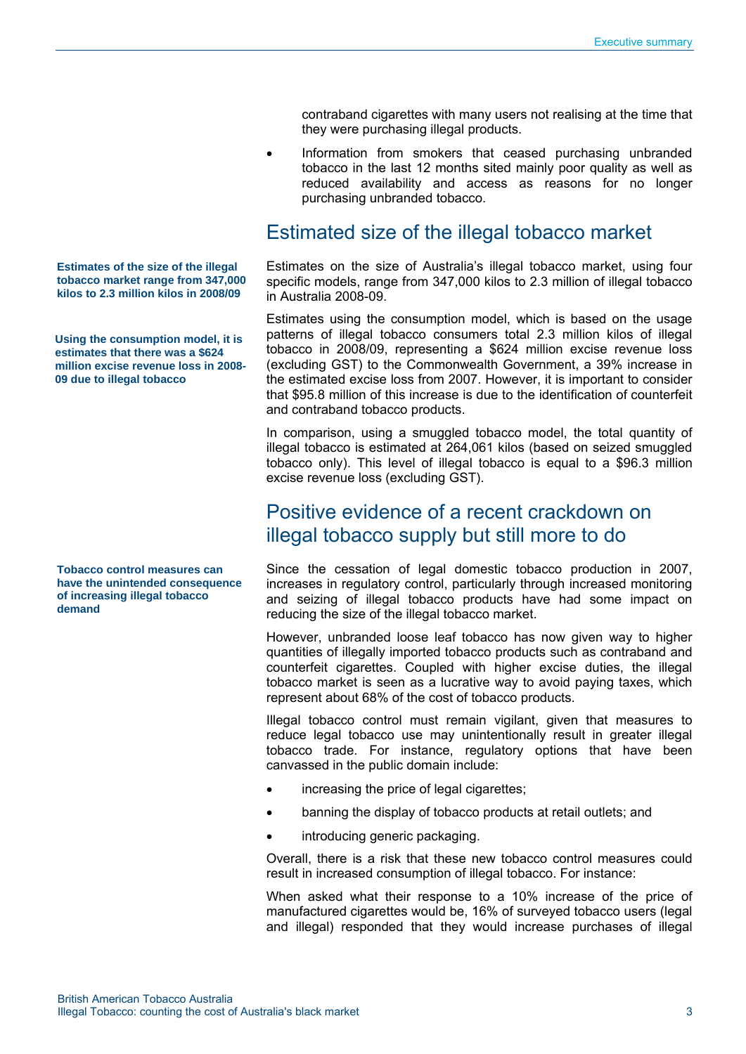contraband cigarettes with many users not realising at the time that they were purchasing illegal products.

- Information from smokers that ceased purchasing unbranded tobacco in the last 12 months sited mainly poor quality as well as reduced availability and access as reasons for no longer purchasing unbranded tobacco.

## Estimated size of the illegal tobacco market

**Estimates of the size of the illegal tobacco market range from 347,000 kilos to 2.3 million kilos in 2008/09**

Estimates on the size of Australia's illegal tobacco market, using four specific models, range from 347,000 kilos to 2.3 million of illegal tobacco in Australia 2008-09.

**Using the consumption model, it is estimates that there was a $624 million excise revenue loss in 2008-09 due to illegal tobacco**

Estimates using the consumption model, which is based on the usage patterns of illegal tobacco consumers total 2.3 million kilos of illegal tobacco in 2008/09, representing a $624 million excise revenue loss (excluding GST) to the Commonwealth Government, a 39% increase in the estimated excise loss from 2007. However, it is important to consider that $95.8 million of this increase is due to the identification of counterfeit and contraband tobacco products.

In comparison, using a smuggled tobacco model, the total quantity of illegal tobacco is estimated at 264,061 kilos (based on seized smuggled tobacco only). This level of illegal tobacco is equal to a $96.3 million excise revenue loss (excluding GST).

## Positive evidence of a recent crackdown on illegal tobacco supply but still more to do

**Tobacco control measures can have the unintended consequence of increasing illegal tobacco demand**

Since the cessation of legal domestic tobacco production in 2007, increases in regulatory control, particularly through increased monitoring and seizing of illegal tobacco products have had some impact on reducing the size of the illegal tobacco market.

However, unbranded loose leaf tobacco has now given way to higher quantities of illegally imported tobacco products such as contraband and counterfeit cigarettes. Coupled with higher excise duties, the illegal tobacco market is seen as a lucrative way to avoid paying taxes, which represent about 68% of the cost of tobacco products.

Illegal tobacco control must remain vigilant, given that measures to reduce legal tobacco use may unintentionally result in greater illegal tobacco trade. For instance, regulatory options that have been canvassed in the public domain include:

- increasing the price of legal cigarettes;
- banning the display of tobacco products at retail outlets; and
- introducing generic packaging.

Overall, there is a risk that these new tobacco control measures could result in increased consumption of illegal tobacco. For instance:

When asked what their response to a 10% increase of the price of manufactured cigarettes would be, 16% of surveyed tobacco users (legal and illegal) responded that they would increase purchases of illegal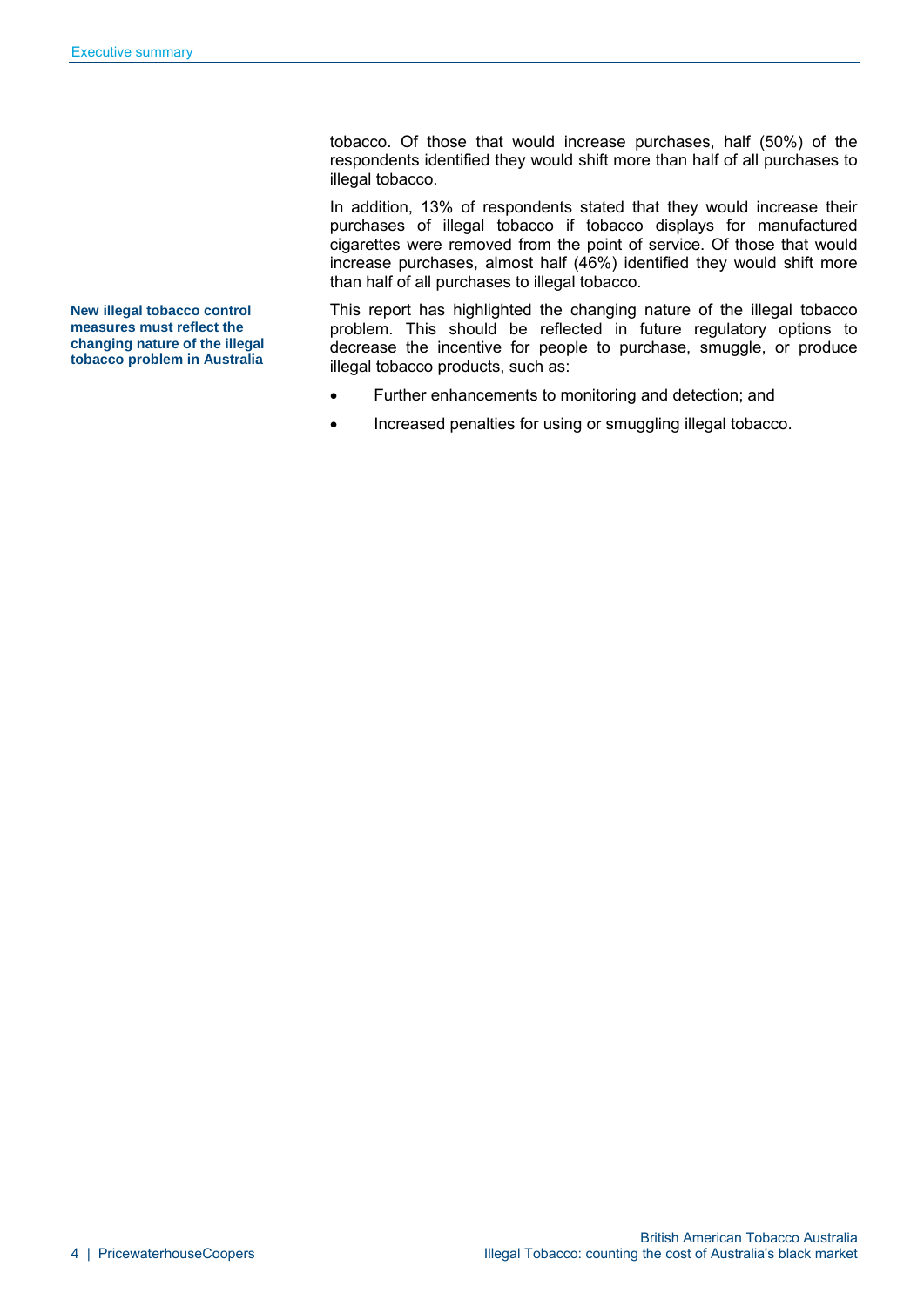tobacco. Of those that would increase purchases, half (50%) of the respondents identified they would shift more than half of all purchases to illegal tobacco.

In addition, 13% of respondents stated that they would increase their purchases of illegal tobacco if tobacco displays for manufactured cigarettes were removed from the point of service. Of those that would increase purchases, almost half (46%) identified they would shift more than half of all purchases to illegal tobacco.

**New illegal tobacco control measures must reflect the changing nature of the illegal tobacco problem in Australia**

This report has highlighted the changing nature of the illegal tobacco problem. This should be reflected in future regulatory options to decrease the incentive for people to purchase, smuggle, or produce illegal tobacco products, such as:

- Further enhancements to monitoring and detection; and
- Increased penalties for using or smuggling illegal tobacco.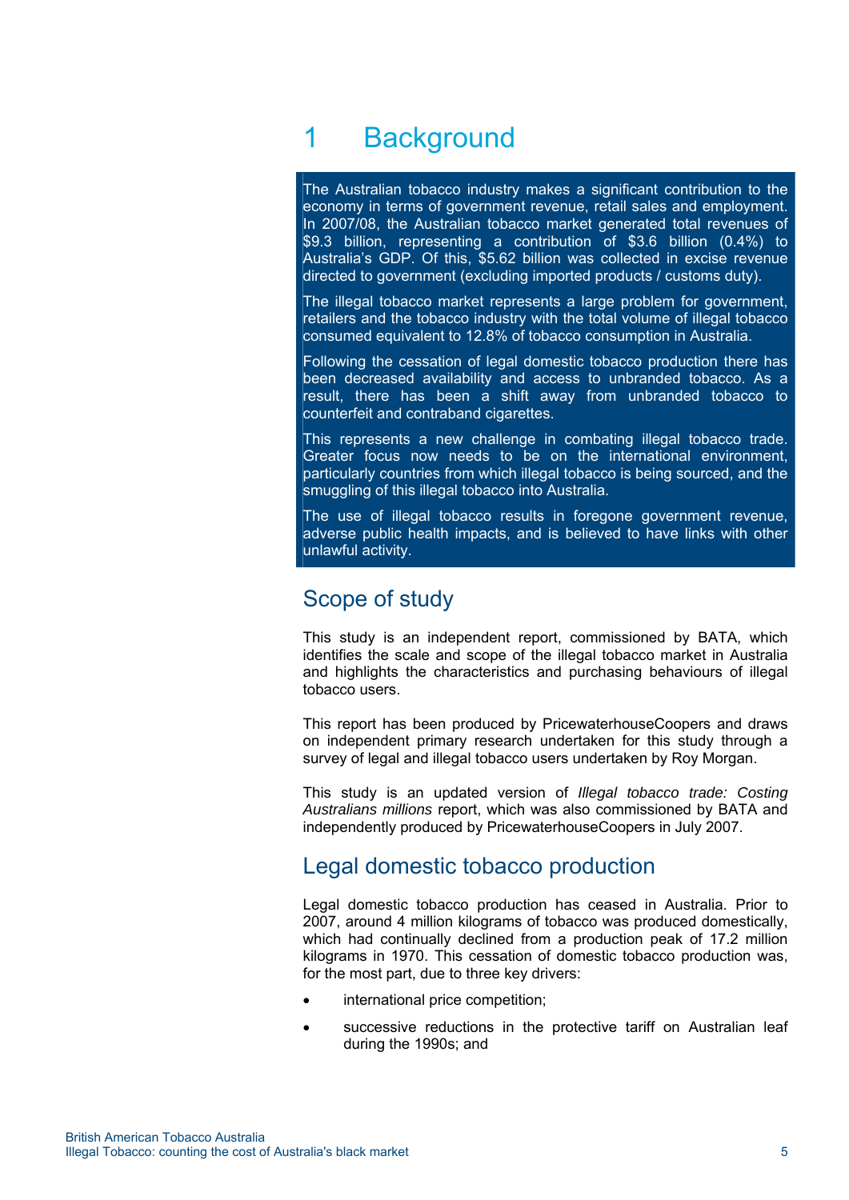# 1 Background

The Australian tobacco industry makes a significant contribution to the economy in terms of government revenue, retail sales and employment. In 2007/08, the Australian tobacco market generated total revenues of $9.3 billion, representing a contribution of $3.6 billion (0.4%) to Australia's GDP. Of this, $5.62 billion was collected in excise revenue directed to government (excluding imported products / customs duty).

The illegal tobacco market represents a large problem for government, retailers and the tobacco industry with the total volume of illegal tobacco consumed equivalent to 12.8% of tobacco consumption in Australia.

Following the cessation of legal domestic tobacco production there has been decreased availability and access to unbranded tobacco. As a result, there has been a shift away from unbranded tobacco to counterfeit and contraband cigarettes.

This represents a new challenge in combating illegal tobacco trade. Greater focus now needs to be on the international environment, particularly countries from which illegal tobacco is being sourced, and the smuggling of this illegal tobacco into Australia.

The use of illegal tobacco results in foregone government revenue, adverse public health impacts, and is believed to have links with other unlawful activity.

## Scope of study

This study is an independent report, commissioned by BATA, which identifies the scale and scope of the illegal tobacco market in Australia and highlights the characteristics and purchasing behaviours of illegal tobacco users.

This report has been produced by PricewaterhouseCoopers and draws on independent primary research undertaken for this study through a survey of legal and illegal tobacco users undertaken by Roy Morgan.

This study is an updated version of *Illegal tobacco trade: Costing Australians millions* report, which was also commissioned by BATA and independently produced by PricewaterhouseCoopers in July 2007.

## Legal domestic tobacco production

Legal domestic tobacco production has ceased in Australia. Prior to 2007, around 4 million kilograms of tobacco was produced domestically, which had continually declined from a production peak of 17.2 million kilograms in 1970. This cessation of domestic tobacco production was, for the most part, due to three key drivers:

- international price competition;
- successive reductions in the protective tariff on Australian leaf during the 1990s; and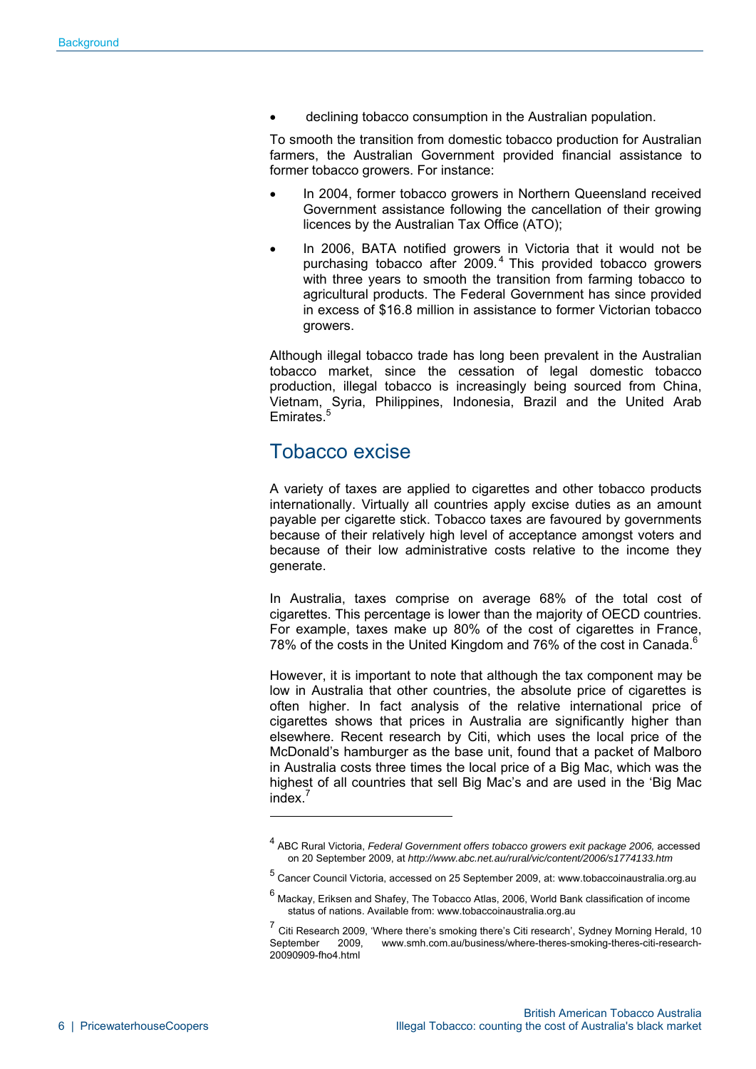- declining tobacco consumption in the Australian population.

To smooth the transition from domestic tobacco production for Australian farmers, the Australian Government provided financial assistance to former tobacco growers. For instance:

- In 2004, former tobacco growers in Northern Queensland received Government assistance following the cancellation of their growing licences by the Australian Tax Office (ATO);
- In 2006, BATA notified growers in Victoria that it would not be purchasing tobacco after 2009.[4] This provided tobacco growers with three years to smooth the transition from farming tobacco to agricultural products. The Federal Government has since provided in excess of $16.8 million in assistance to former Victorian tobacco growers.

Although illegal tobacco trade has long been prevalent in the Australian tobacco market, since the cessation of legal domestic tobacco production, illegal tobacco is increasingly being sourced from China, Vietnam, Syria, Philippines, Indonesia, Brazil and the United Arab Emirates.[5]

## Tobacco excise

A variety of taxes are applied to cigarettes and other tobacco products internationally. Virtually all countries apply excise duties as an amount payable per cigarette stick. Tobacco taxes are favoured by governments because of their relatively high level of acceptance amongst voters and because of their low administrative costs relative to the income they generate.

In Australia, taxes comprise on average 68% of the total cost of cigarettes. This percentage is lower than the majority of OECD countries. For example, taxes make up 80% of the cost of cigarettes in France, 78% of the costs in the United Kingdom and 76% of the cost in Canada.[6]

However, it is important to note that although the tax component may be low in Australia that other countries, the absolute price of cigarettes is often higher. In fact analysis of the relative international price of cigarettes shows that prices in Australia are significantly higher than elsewhere. Recent research by Citi, which uses the local price of the McDonald's hamburger as the base unit, found that a packet of Malboro in Australia costs three times the local price of a Big Mac, which was the highest of all countries that sell Big Mac's and are used in the 'Big Mac index.[7]

---

[4] ABC Rural Victoria, *Federal Government offers tobacco growers exit package 2006,* accessed on 20 September 2009, at *http://www.abc.net.au/rural/vic/content/2006/s1774133.htm*

[5] Cancer Council Victoria, accessed on 25 September 2009, at: www.tobaccoinaustralia.org.au

[6] Mackay, Eriksen and Shafey, The Tobacco Atlas, 2006, World Bank classification of income status of nations. Available from: www.tobaccoinaustralia.org.au

[7] Citi Research 2009, 'Where there's smoking there's Citi research', Sydney Morning Herald, 10 September 2009, www.smh.com.au/business/where-theres-smoking-theres-citi-research-20090909-fho4.html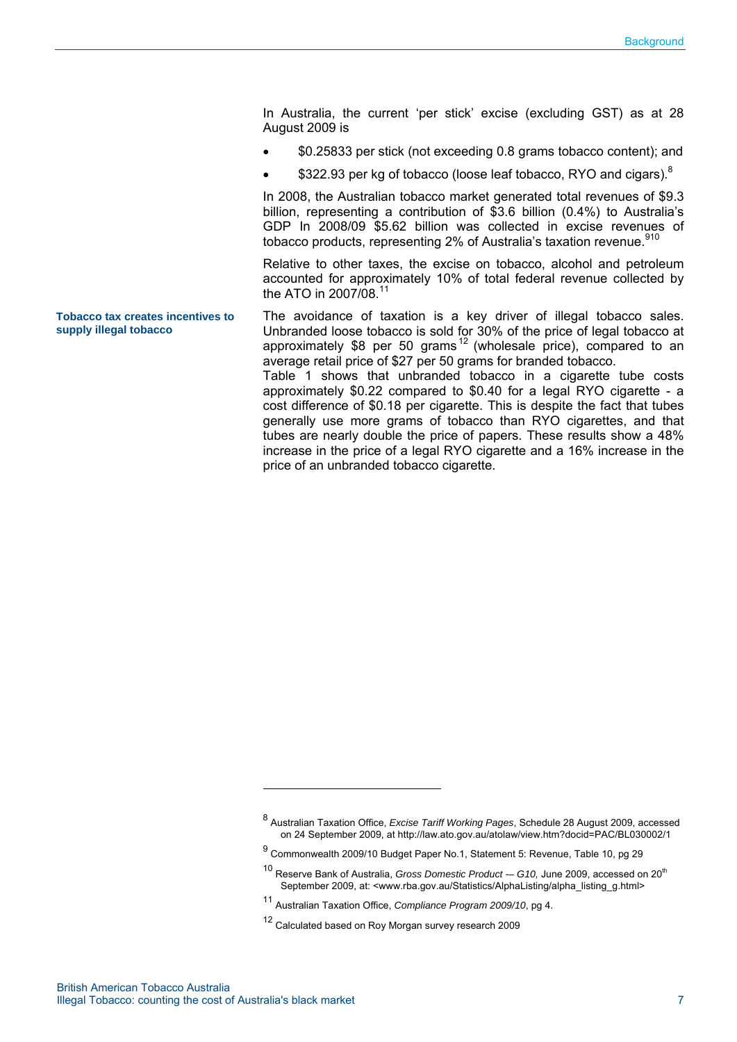In Australia, the current 'per stick' excise (excluding GST) as at 28 August 2009 is

- $0.25833 per stick (not exceeding 0.8 grams tobacco content); and
- $322.93 per kg of tobacco (loose leaf tobacco, RYO and cigars).[8]

In 2008, the Australian tobacco market generated total revenues of $9.3 billion, representing a contribution of $3.6 billion (0.4%) to Australia's GDP In 2008/09 $5.62 billion was collected in excise revenues of tobacco products, representing 2% of Australia's taxation revenue.[9][10]

Relative to other taxes, the excise on tobacco, alcohol and petroleum accounted for approximately 10% of total federal revenue collected by the ATO in 2007/08.[11]

**Tobacco tax creates incentives to supply illegal tobacco**

The avoidance of taxation is a key driver of illegal tobacco sales. Unbranded loose tobacco is sold for 30% of the price of legal tobacco at approximately $8 per 50 grams[12] (wholesale price), compared to an average retail price of $27 per 50 grams for branded tobacco.

Table 1 shows that unbranded tobacco in a cigarette tube costs approximately $0.22 compared to $0.40 for a legal RYO cigarette - a cost difference of $0.18 per cigarette. This is despite the fact that tubes generally use more grams of tobacco than RYO cigarettes, and that tubes are nearly double the price of papers. These results show a 48% increase in the price of a legal RYO cigarette and a 16% increase in the price of an unbranded tobacco cigarette.

---

[8] Australian Taxation Office, *Excise Tariff Working Pages*, Schedule 28 August 2009, accessed on 24 September 2009, at http://law.ato.gov.au/atolaw/view.htm?docid=PAC/BL030002/1

[9] Commonwealth 2009/10 Budget Paper No.1, Statement 5: Revenue, Table 10, pg 29

[10] Reserve Bank of Australia, *Gross Domestic Product — G10,* June 2009, accessed on 20th September 2009, at: <www.rba.gov.au/Statistics/AlphaListing/alpha_listing_g.html>

[11] Australian Taxation Office, *Compliance Program 2009/10*, pg 4.

[12] Calculated based on Roy Morgan survey research 2009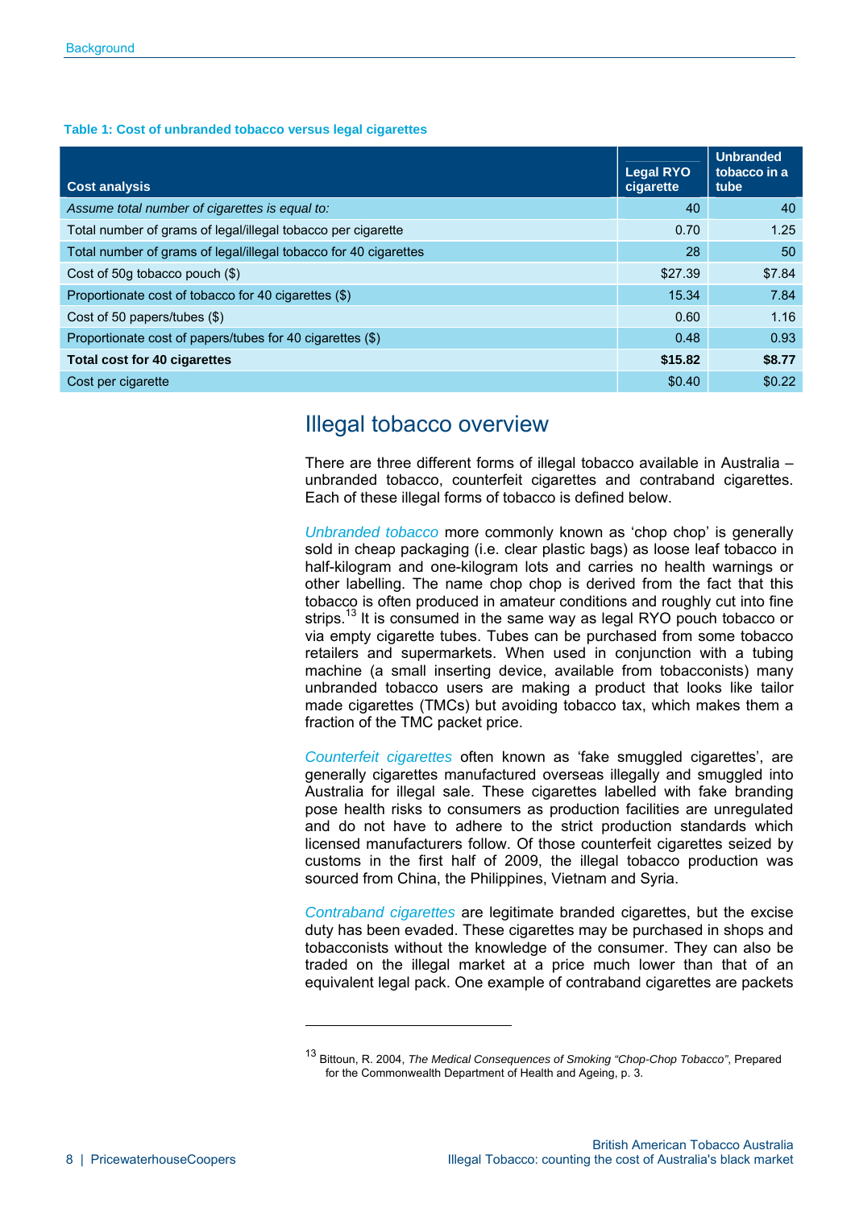**Table 1: Cost of unbranded tobacco versus legal cigarettes**

| Cost analysis | Legal RYO cigarette | Unbranded tobacco in a tube |
|---|---|---|
| *Assume total number of cigarettes is equal to:* | 40 | 40 |
| Total number of grams of legal/illegal tobacco per cigarette | 0.70 | 1.25 |
| Total number of grams of legal/illegal tobacco for 40 cigarettes | 28 | 50 |
| Cost of 50g tobacco pouch ($) | $27.39 | $7.84 |
| Proportionate cost of tobacco for 40 cigarettes ($) | 15.34 | 7.84 |
| Cost of 50 papers/tubes ($) | 0.60 | 1.16 |
| Proportionate cost of papers/tubes for 40 cigarettes ($) | 0.48 | 0.93 |
| **Total cost for 40 cigarettes** | **$15.82** | **$8.77** |
| Cost per cigarette | $0.40 | $0.22 |

## Illegal tobacco overview

There are three different forms of illegal tobacco available in Australia – unbranded tobacco, counterfeit cigarettes and contraband cigarettes. Each of these illegal forms of tobacco is defined below.

*Unbranded tobacco* more commonly known as 'chop chop' is generally sold in cheap packaging (i.e. clear plastic bags) as loose leaf tobacco in half-kilogram and one-kilogram lots and carries no health warnings or other labelling. The name chop chop is derived from the fact that this tobacco is often produced in amateur conditions and roughly cut into fine strips.[13] It is consumed in the same way as legal RYO pouch tobacco or via empty cigarette tubes. Tubes can be purchased from some tobacco retailers and supermarkets. When used in conjunction with a tubing machine (a small inserting device, available from tobacconists) many unbranded tobacco users are making a product that looks like tailor made cigarettes (TMCs) but avoiding tobacco tax, which makes them a fraction of the TMC packet price.

*Counterfeit cigarettes* often known as 'fake smuggled cigarettes', are generally cigarettes manufactured overseas illegally and smuggled into Australia for illegal sale. These cigarettes labelled with fake branding pose health risks to consumers as production facilities are unregulated and do not have to adhere to the strict production standards which licensed manufacturers follow. Of those counterfeit cigarettes seized by customs in the first half of 2009, the illegal tobacco production was sourced from China, the Philippines, Vietnam and Syria.

*Contraband cigarettes* are legitimate branded cigarettes, but the excise duty has been evaded. These cigarettes may be purchased in shops and tobacconists without the knowledge of the consumer. They can also be traded on the illegal market at a price much lower than that of an equivalent legal pack. One example of contraband cigarettes are packets

---

[13] Bittoun, R. 2004, *The Medical Consequences of Smoking "Chop-Chop Tobacco"*, Prepared for the Commonwealth Department of Health and Ageing, p. 3.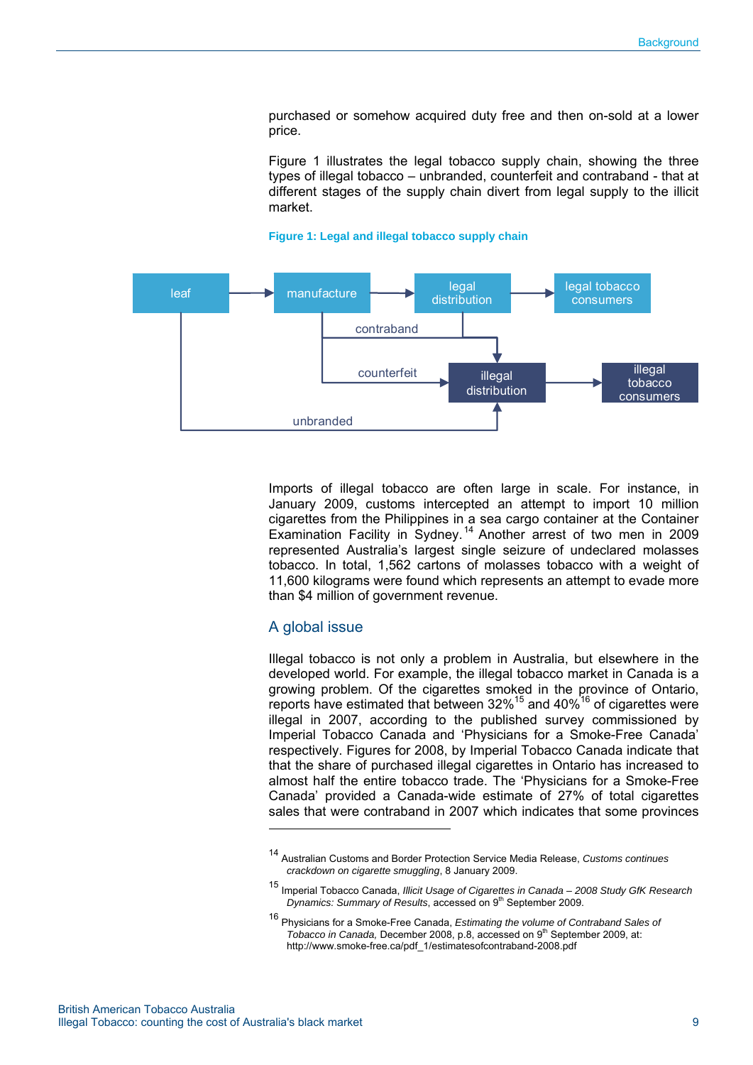purchased or somehow acquired duty free and then on-sold at a lower price.

Figure 1 illustrates the legal tobacco supply chain, showing the three types of illegal tobacco – unbranded, counterfeit and contraband - that at different stages of the supply chain divert from legal supply to the illicit market.

**Figure 1: Legal and illegal tobacco supply chain**

Imports of illegal tobacco are often large in scale. For instance, in January 2009, customs intercepted an attempt to import 10 million cigarettes from the Philippines in a sea cargo container at the Container Examination Facility in Sydney.[14] Another arrest of two men in 2009 represented Australia's largest single seizure of undeclared molasses tobacco. In total, 1,562 cartons of molasses tobacco with a weight of 11,600 kilograms were found which represents an attempt to evade more than $4 million of government revenue.

## A global issue

Illegal tobacco is not only a problem in Australia, but elsewhere in the developed world. For example, the illegal tobacco market in Canada is a growing problem. Of the cigarettes smoked in the province of Ontario, reports have estimated that between 32%[15] and 40%[16] of cigarettes were illegal in 2007, according to the published survey commissioned by Imperial Tobacco Canada and 'Physicians for a Smoke-Free Canada' respectively. Figures for 2008, by Imperial Tobacco Canada indicate that that the share of purchased illegal cigarettes in Ontario has increased to almost half the entire tobacco trade. The 'Physicians for a Smoke-Free Canada' provided a Canada-wide estimate of 27% of total cigarettes sales that were contraband in 2007 which indicates that some provinces

---

[14] Australian Customs and Border Protection Service Media Release, *Customs continues crackdown on cigarette smuggling*, 8 January 2009.

[15] Imperial Tobacco Canada, *Illicit Usage of Cigarettes in Canada – 2008 Study GfK Research Dynamics: Summary of Results*, accessed on 9th September 2009.

[16] Physicians for a Smoke-Free Canada, *Estimating the volume of Contraband Sales of Tobacco in Canada*, December 2008, p.8, accessed on 9th September 2009, at: http://www.smoke-free.ca/pdf_1/estimatesofcontraband-2008.pdf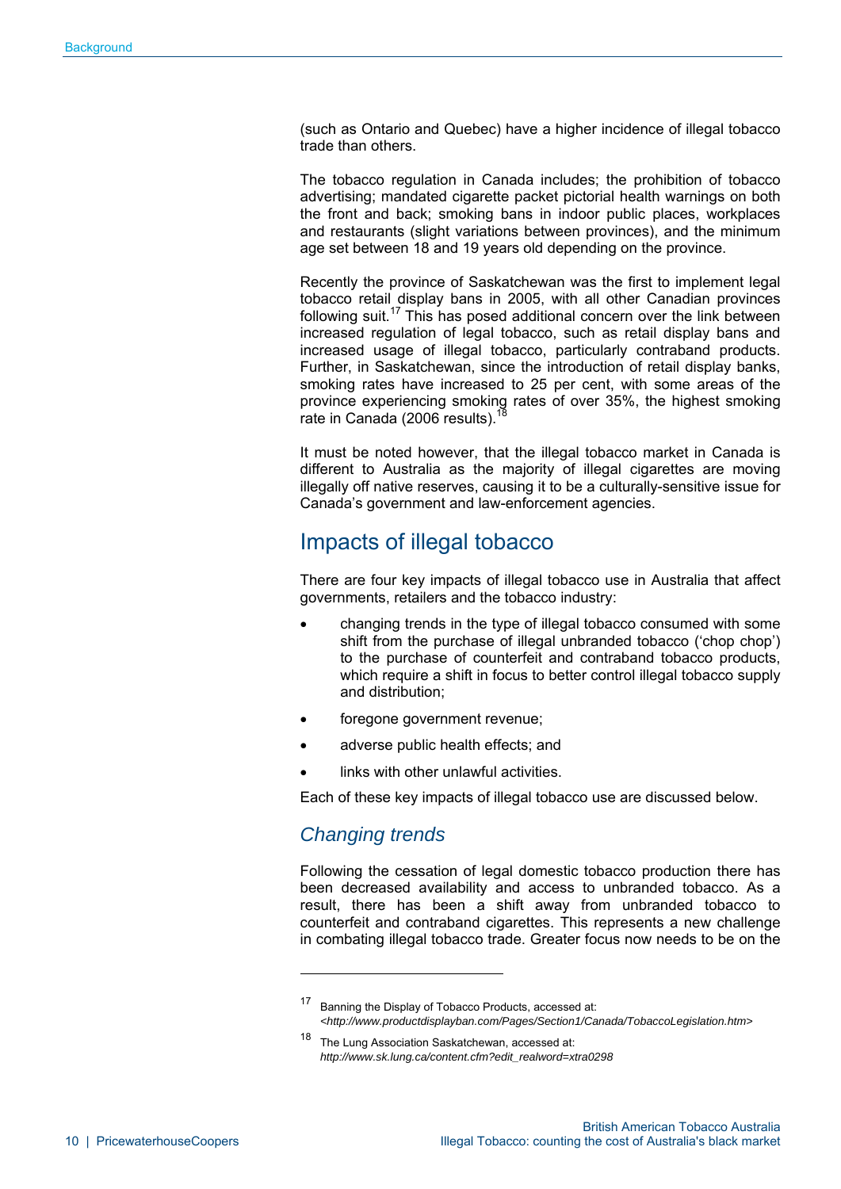(such as Ontario and Quebec) have a higher incidence of illegal tobacco trade than others.

The tobacco regulation in Canada includes; the prohibition of tobacco advertising; mandated cigarette packet pictorial health warnings on both the front and back; smoking bans in indoor public places, workplaces and restaurants (slight variations between provinces), and the minimum age set between 18 and 19 years old depending on the province.

Recently the province of Saskatchewan was the first to implement legal tobacco retail display bans in 2005, with all other Canadian provinces following suit.[17] This has posed additional concern over the link between increased regulation of legal tobacco, such as retail display bans and increased usage of illegal tobacco, particularly contraband products. Further, in Saskatchewan, since the introduction of retail display banks, smoking rates have increased to 25 per cent, with some areas of the province experiencing smoking rates of over 35%, the highest smoking rate in Canada (2006 results).[18]

It must be noted however, that the illegal tobacco market in Canada is different to Australia as the majority of illegal cigarettes are moving illegally off native reserves, causing it to be a culturally-sensitive issue for Canada's government and law-enforcement agencies.

## Impacts of illegal tobacco

There are four key impacts of illegal tobacco use in Australia that affect governments, retailers and the tobacco industry:

- changing trends in the type of illegal tobacco consumed with some shift from the purchase of illegal unbranded tobacco ('chop chop') to the purchase of counterfeit and contraband tobacco products, which require a shift in focus to better control illegal tobacco supply and distribution;
- foregone government revenue;
- adverse public health effects; and
- links with other unlawful activities.

Each of these key impacts of illegal tobacco use are discussed below.

### *Changing trends*

Following the cessation of legal domestic tobacco production there has been decreased availability and access to unbranded tobacco. As a result, there has been a shift away from unbranded tobacco to counterfeit and contraband cigarettes. This represents a new challenge in combating illegal tobacco trade. Greater focus now needs to be on the

---

[17] Banning the Display of Tobacco Products, accessed at: *<http://www.productdisplayban.com/Pages/Section1/Canada/TobaccoLegislation.htm>*

[18] The Lung Association Saskatchewan, accessed at: *http://www.sk.lung.ca/content.cfm?edit_realword=xtra0298*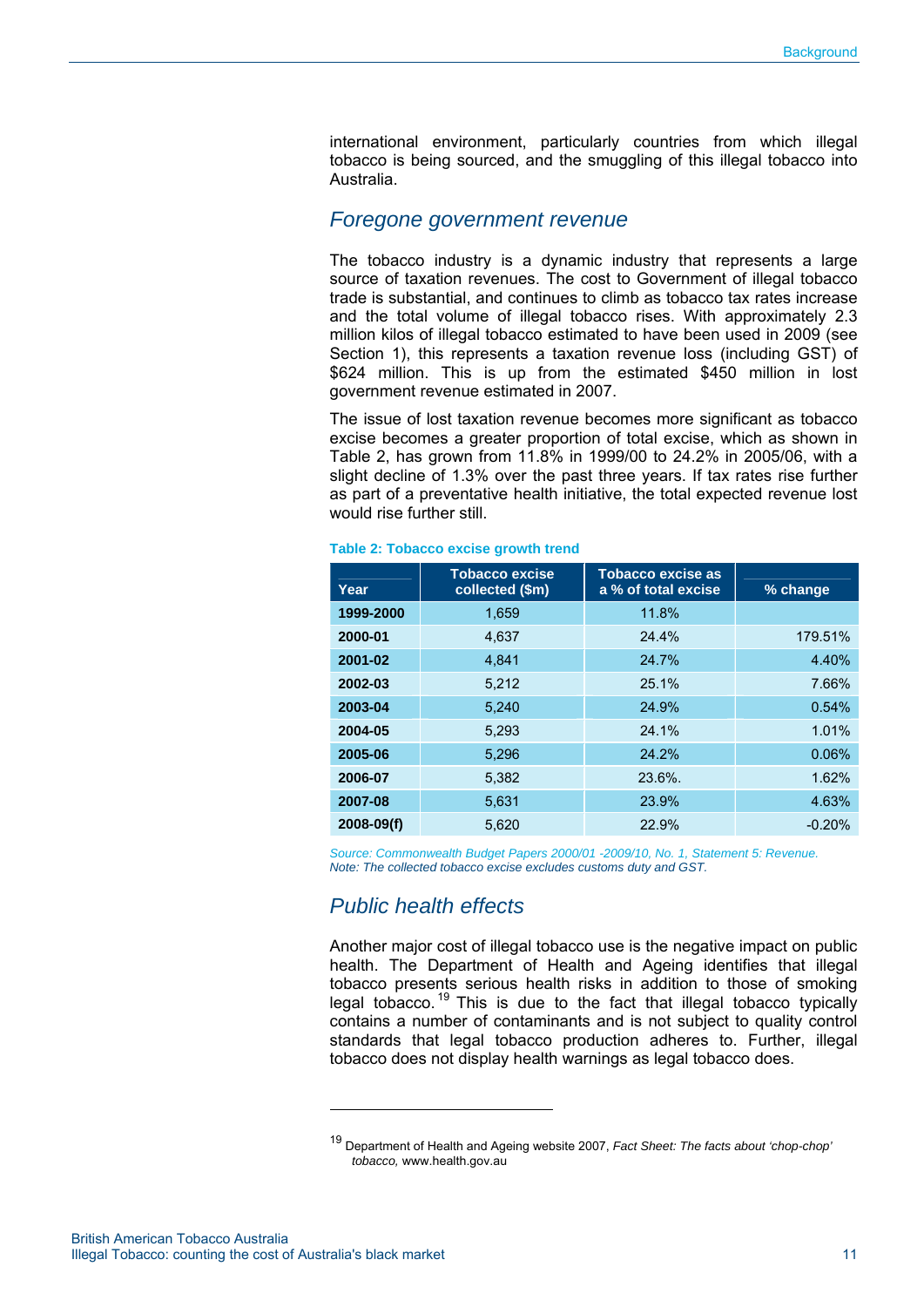international environment, particularly countries from which illegal tobacco is being sourced, and the smuggling of this illegal tobacco into Australia.

## *Foregone government revenue*

The tobacco industry is a dynamic industry that represents a large source of taxation revenues. The cost to Government of illegal tobacco trade is substantial, and continues to climb as tobacco tax rates increase and the total volume of illegal tobacco rises. With approximately 2.3 million kilos of illegal tobacco estimated to have been used in 2009 (see Section 1), this represents a taxation revenue loss (including GST) of $624 million. This is up from the estimated $450 million in lost government revenue estimated in 2007.

The issue of lost taxation revenue becomes more significant as tobacco excise becomes a greater proportion of total excise, which as shown in Table 2, has grown from 11.8% in 1999/00 to 24.2% in 2005/06, with a slight decline of 1.3% over the past three years. If tax rates rise further as part of a preventative health initiative, the total expected revenue lost would rise further still.

**Table 2: Tobacco excise growth trend**

| Year | Tobacco excise collected ($m) | Tobacco excise as a % of total excise | % change |
|---|---|---|---|
| **1999-2000** | 1,659 | 11.8% | |
| **2000-01** | 4,637 | 24.4% | 179.51% |
| **2001-02** | 4,841 | 24.7% | 4.40% |
| **2002-03** | 5,212 | 25.1% | 7.66% |
| **2003-04** | 5,240 | 24.9% | 0.54% |
| **2004-05** | 5,293 | 24.1% | 1.01% |
| **2005-06** | 5,296 | 24.2% | 0.06% |
| **2006-07** | 5,382 | 23.6%. | 1.62% |
| **2007-08** | 5,631 | 23.9% | 4.63% |
| **2008-09(f)** | 5,620 | 22.9% | -0.20% |

*Source: Commonwealth Budget Papers 2000/01 -2009/10, No. 1, Statement 5: Revenue.*
*Note: The collected tobacco excise excludes customs duty and GST.*

## *Public health effects*

Another major cost of illegal tobacco use is the negative impact on public health. The Department of Health and Ageing identifies that illegal tobacco presents serious health risks in addition to those of smoking legal tobacco.[19] This is due to the fact that illegal tobacco typically contains a number of contaminants and is not subject to quality control standards that legal tobacco production adheres to. Further, illegal tobacco does not display health warnings as legal tobacco does.

---

[19] Department of Health and Ageing website 2007, *Fact Sheet: The facts about 'chop-chop' tobacco,* www.health.gov.au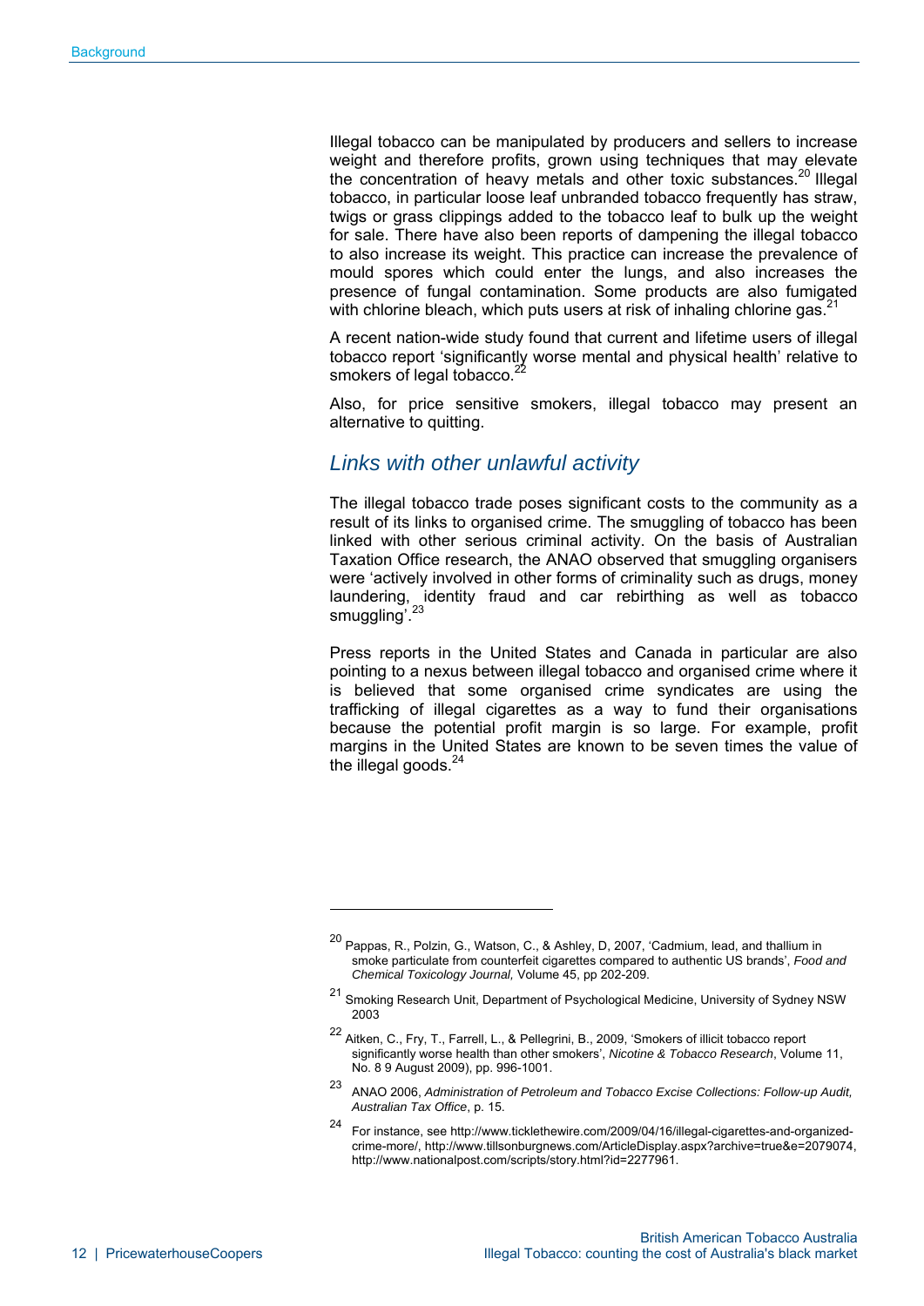Illegal tobacco can be manipulated by producers and sellers to increase weight and therefore profits, grown using techniques that may elevate the concentration of heavy metals and other toxic substances.[20] Illegal tobacco, in particular loose leaf unbranded tobacco frequently has straw, twigs or grass clippings added to the tobacco leaf to bulk up the weight for sale. There have also been reports of dampening the illegal tobacco to also increase its weight. This practice can increase the prevalence of mould spores which could enter the lungs, and also increases the presence of fungal contamination. Some products are also fumigated with chlorine bleach, which puts users at risk of inhaling chlorine gas.[21]

A recent nation-wide study found that current and lifetime users of illegal tobacco report 'significantly worse mental and physical health' relative to smokers of legal tobacco.[22]

Also, for price sensitive smokers, illegal tobacco may present an alternative to quitting.

## *Links with other unlawful activity*

The illegal tobacco trade poses significant costs to the community as a result of its links to organised crime. The smuggling of tobacco has been linked with other serious criminal activity. On the basis of Australian Taxation Office research, the ANAO observed that smuggling organisers were 'actively involved in other forms of criminality such as drugs, money laundering, identity fraud and car rebirthing as well as tobacco smuggling'.[23]

Press reports in the United States and Canada in particular are also pointing to a nexus between illegal tobacco and organised crime where it is believed that some organised crime syndicates are using the trafficking of illegal cigarettes as a way to fund their organisations because the potential profit margin is so large. For example, profit margins in the United States are known to be seven times the value of the illegal goods.[24]

---

[20] Pappas, R., Polzin, G., Watson, C., & Ashley, D, 2007, 'Cadmium, lead, and thallium in smoke particulate from counterfeit cigarettes compared to authentic US brands', *Food and Chemical Toxicology Journal,* Volume 45, pp 202-209.

[21] Smoking Research Unit, Department of Psychological Medicine, University of Sydney NSW 2003

[22] Aitken, C., Fry, T., Farrell, L., & Pellegrini, B., 2009, 'Smokers of illicit tobacco report significantly worse health than other smokers', *Nicotine & Tobacco Research*, Volume 11, No. 8 9 August 2009), pp. 996-1001.

[23] ANAO 2006, *Administration of Petroleum and Tobacco Excise Collections: Follow-up Audit, Australian Tax Office*, p. 15.

[24] For instance, see http://www.ticklethewire.com/2009/04/16/illegal-cigarettes-and-organized-crime-more/, http://www.tillsonburgnews.com/ArticleDisplay.aspx?archive=true&e=2079074, http://www.nationalpost.com/scripts/story.html?id=2277961.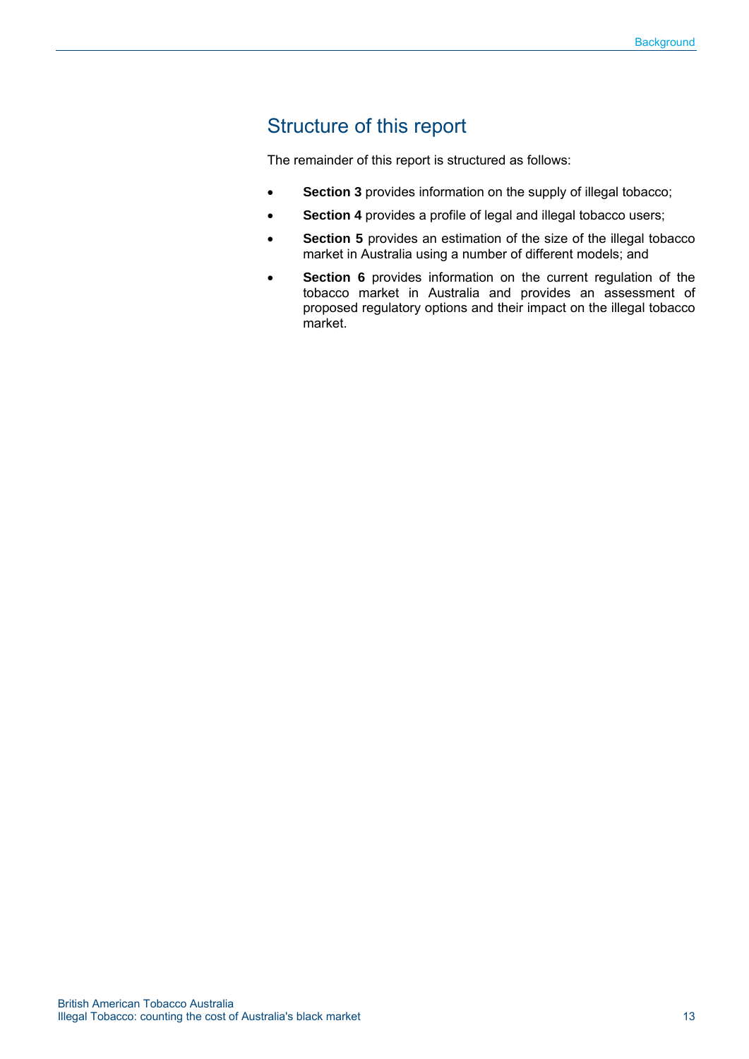## Structure of this report

The remainder of this report is structured as follows:

- **Section 3** provides information on the supply of illegal tobacco;
- **Section 4** provides a profile of legal and illegal tobacco users;
- **Section 5** provides an estimation of the size of the illegal tobacco market in Australia using a number of different models; and
- **Section 6** provides information on the current regulation of the tobacco market in Australia and provides an assessment of proposed regulatory options and their impact on the illegal tobacco market.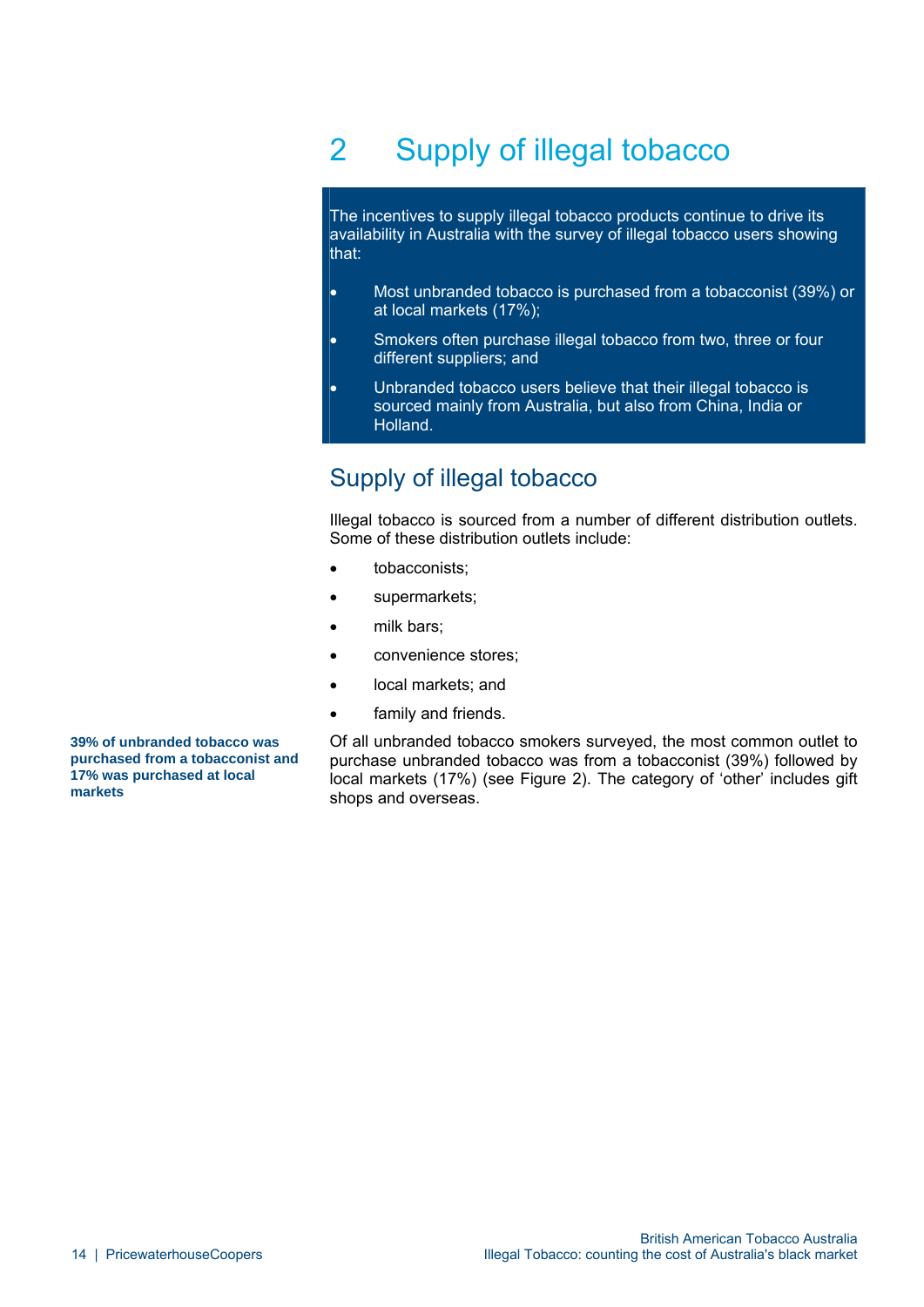# 2 Supply of illegal tobacco

The incentives to supply illegal tobacco products continue to drive its availability in Australia with the survey of illegal tobacco users showing that:

- Most unbranded tobacco is purchased from a tobacconist (39%) or at local markets (17%);
- Smokers often purchase illegal tobacco from two, three or four different suppliers; and
- Unbranded tobacco users believe that their illegal tobacco is sourced mainly from Australia, but also from China, India or Holland.

## Supply of illegal tobacco

Illegal tobacco is sourced from a number of different distribution outlets. Some of these distribution outlets include:

- tobacconists;
- supermarkets;
- milk bars;
- convenience stores;
- local markets; and
- family and friends.

**39% of unbranded tobacco was purchased from a tobacconist and 17% was purchased at local markets**

Of all unbranded tobacco smokers surveyed, the most common outlet to purchase unbranded tobacco was from a tobacconist (39%) followed by local markets (17%) (see Figure 2). The category of 'other' includes gift shops and overseas.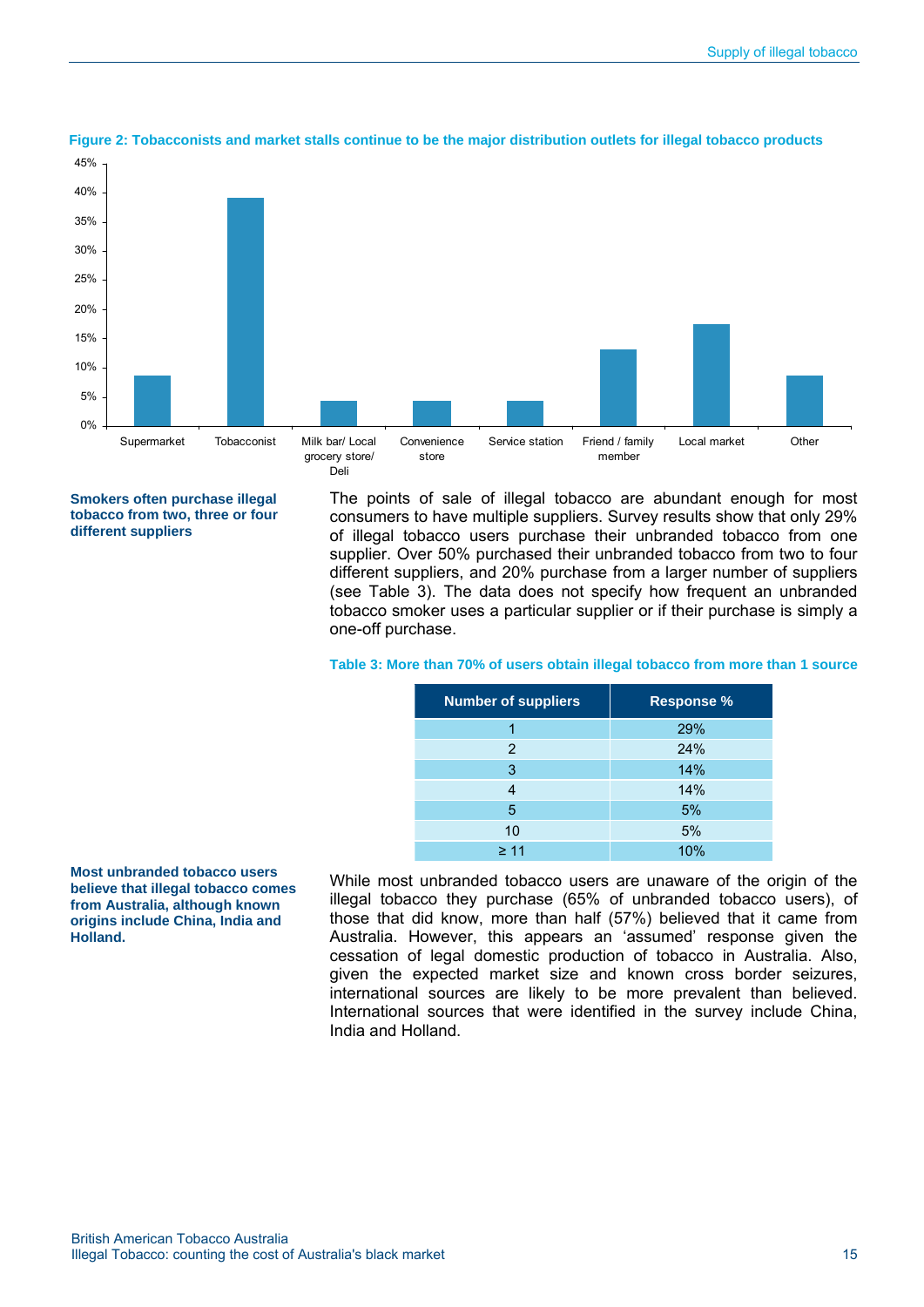**Figure 2: Tobacconists and market stalls continue to be the major distribution outlets for illegal tobacco products**

| Outlet | Share |
|---|---|
| Supermarket | ~9% |
| Tobacconist | ~39% |
| Milk bar/ Local grocery store/ Deli | ~4% |
| Convenience store | ~4% |
| Service station | ~4% |
| Friend / family member | ~13% |
| Local market | ~17% |
| Other | ~9% |

**Smokers often purchase illegal tobacco from two, three or four different suppliers**

The points of sale of illegal tobacco are abundant enough for most consumers to have multiple suppliers. Survey results show that only 29% of illegal tobacco users purchase their unbranded tobacco from one supplier. Over 50% purchased their unbranded tobacco from two to four different suppliers, and 20% purchase from a larger number of suppliers (see Table 3). The data does not specify how frequent an unbranded tobacco smoker uses a particular supplier or if their purchase is simply a one-off purchase.

**Table 3: More than 70% of users obtain illegal tobacco from more than 1 source**

| Number of suppliers | Response % |
|---|---|
| 1 | 29% |
| 2 | 24% |
| 3 | 14% |
| 4 | 14% |
| 5 | 5% |
| 10 | 5% |
| ≥ 11 | 10% |

**Most unbranded tobacco users believe that illegal tobacco comes from Australia, although known origins include China, India and Holland.**

While most unbranded tobacco users are unaware of the origin of the illegal tobacco they purchase (65% of unbranded tobacco users), of those that did know, more than half (57%) believed that it came from Australia. However, this appears an 'assumed' response given the cessation of legal domestic production of tobacco in Australia. Also, given the expected market size and known cross border seizures, international sources are likely to be more prevalent than believed. International sources that were identified in the survey include China, India and Holland.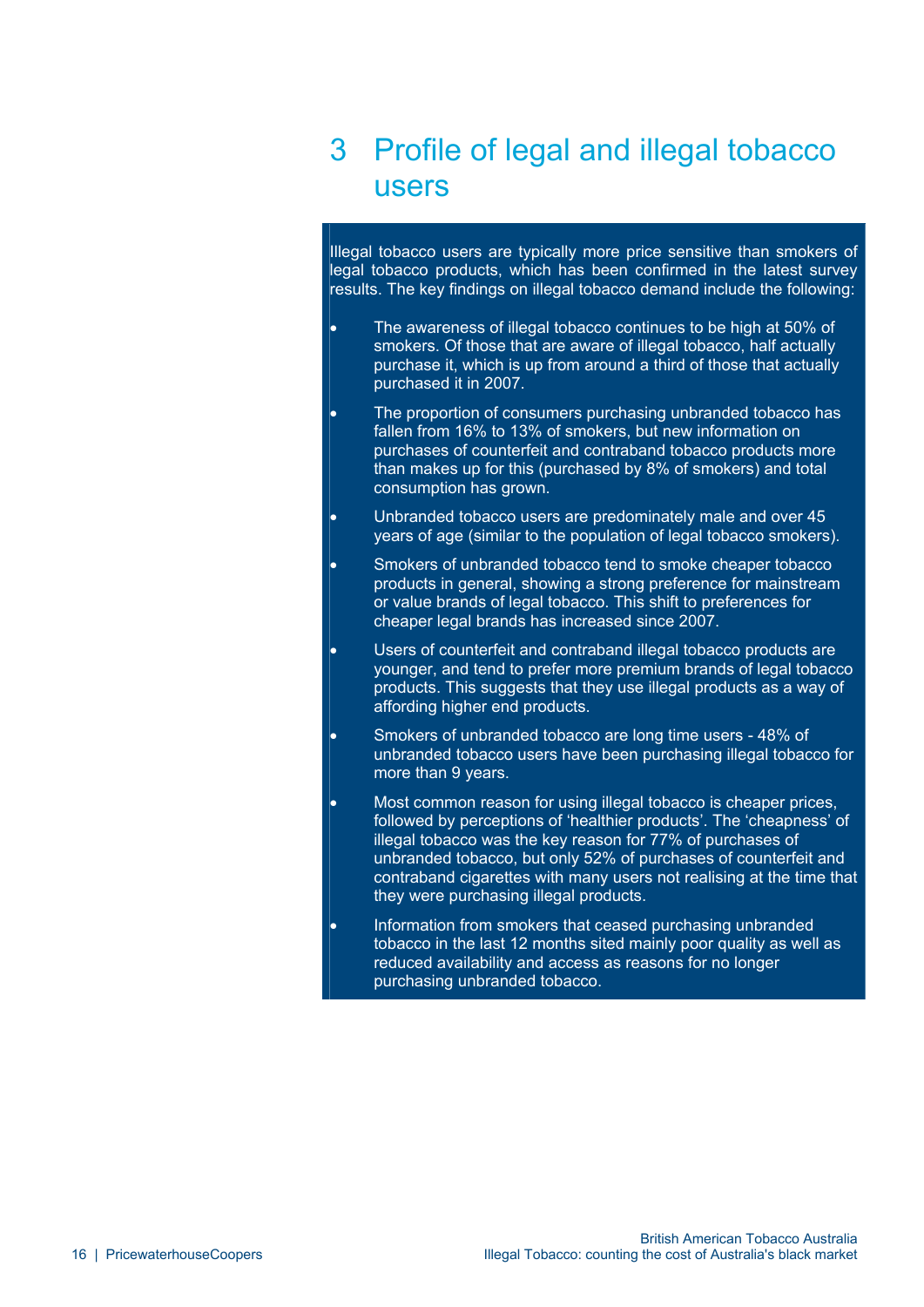# 3 Profile of legal and illegal tobacco users

Illegal tobacco users are typically more price sensitive than smokers of legal tobacco products, which has been confirmed in the latest survey results. The key findings on illegal tobacco demand include the following:

- The awareness of illegal tobacco continues to be high at 50% of smokers. Of those that are aware of illegal tobacco, half actually purchase it, which is up from around a third of those that actually purchased it in 2007.
- The proportion of consumers purchasing unbranded tobacco has fallen from 16% to 13% of smokers, but new information on purchases of counterfeit and contraband tobacco products more than makes up for this (purchased by 8% of smokers) and total consumption has grown.
- Unbranded tobacco users are predominately male and over 45 years of age (similar to the population of legal tobacco smokers).
- Smokers of unbranded tobacco tend to smoke cheaper tobacco products in general, showing a strong preference for mainstream or value brands of legal tobacco. This shift to preferences for cheaper legal brands has increased since 2007.
- Users of counterfeit and contraband illegal tobacco products are younger, and tend to prefer more premium brands of legal tobacco products. This suggests that they use illegal products as a way of affording higher end products.
- Smokers of unbranded tobacco are long time users - 48% of unbranded tobacco users have been purchasing illegal tobacco for more than 9 years.
- Most common reason for using illegal tobacco is cheaper prices, followed by perceptions of 'healthier products'. The 'cheapness' of illegal tobacco was the key reason for 77% of purchases of unbranded tobacco, but only 52% of purchases of counterfeit and contraband cigarettes with many users not realising at the time that they were purchasing illegal products.
- Information from smokers that ceased purchasing unbranded tobacco in the last 12 months sited mainly poor quality as well as reduced availability and access as reasons for no longer purchasing unbranded tobacco.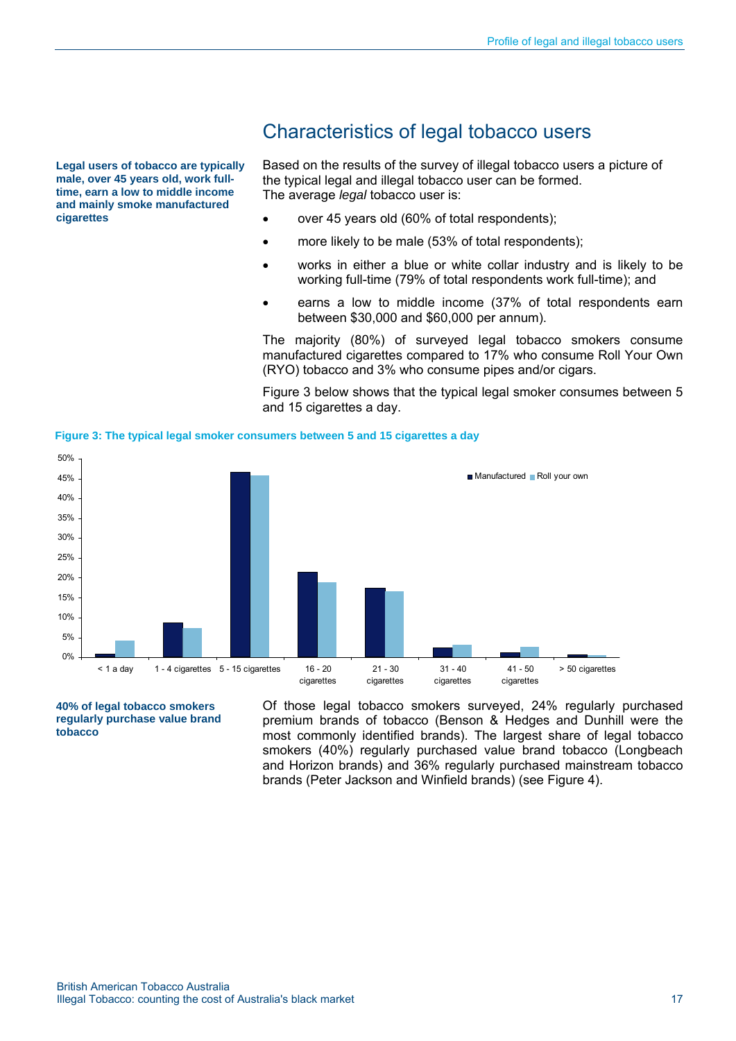# Characteristics of legal tobacco users

**Legal users of tobacco are typically male, over 45 years old, work full-time, earn a low to middle income and mainly smoke manufactured cigarettes**

Based on the results of the survey of illegal tobacco users a picture of the typical legal and illegal tobacco user can be formed.
The average *legal* tobacco user is:

- over 45 years old (60% of total respondents);
- more likely to be male (53% of total respondents);
- works in either a blue or white collar industry and is likely to be working full-time (79% of total respondents work full-time); and
- earns a low to middle income (37% of total respondents earn between $30,000 and $60,000 per annum).

The majority (80%) of surveyed legal tobacco smokers consume manufactured cigarettes compared to 17% who consume Roll Your Own (RYO) tobacco and 3% who consume pipes and/or cigars.

Figure 3 below shows that the typical legal smoker consumes between 5 and 15 cigarettes a day.

**Figure 3: The typical legal smoker consumers between 5 and 15 cigarettes a day**

| | Manufactured | Roll your own |
|---|---|---|
| < 1 a day | ~1% | ~4% |
| 1 - 4 cigarettes | ~9% | ~7% |
| 5 - 15 cigarettes | ~47% | ~46% |
| 16 - 20 cigarettes | ~21% | ~19% |
| 21 - 30 cigarettes | ~17% | ~17% |
| 31 - 40 cigarettes | ~2% | ~3% |
| 41 - 50 cigarettes | ~1% | ~3% |
| > 50 cigarettes | ~1% | ~0% |

**40% of legal tobacco smokers regularly purchase value brand tobacco**

Of those legal tobacco smokers surveyed, 24% regularly purchased premium brands of tobacco (Benson & Hedges and Dunhill were the most commonly identified brands). The largest share of legal tobacco smokers (40%) regularly purchased value brand tobacco (Longbeach and Horizon brands) and 36% regularly purchased mainstream tobacco brands (Peter Jackson and Winfield brands) (see Figure 4).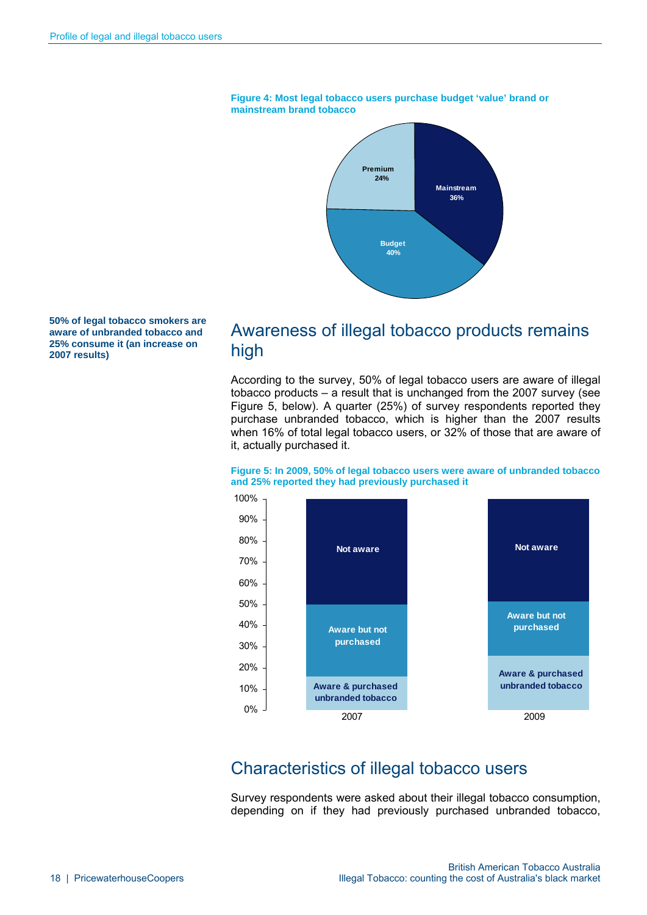**Figure 4: Most legal tobacco users purchase budget 'value' brand or mainstream brand tobacco**

| Segment | Share |
|---|---|
| Mainstream | 36% |
| Budget | 40% |
| Premium | 24% |

**50% of legal tobacco smokers are aware of unbranded tobacco and 25% consume it (an increase on 2007 results)**

## Awareness of illegal tobacco products remains high

According to the survey, 50% of legal tobacco users are aware of illegal tobacco products – a result that is unchanged from the 2007 survey (see Figure 5, below). A quarter (25%) of survey respondents reported they purchase unbranded tobacco, which is higher than the 2007 results when 16% of total legal tobacco users, or 32% of those that are aware of it, actually purchased it.

**Figure 5: In 2009, 50% of legal tobacco users were aware of unbranded tobacco and 25% reported they had previously purchased it**

Stacked bar chart (0%–100%) for 2007 and 2009, with segments: Aware & purchased unbranded tobacco; Aware but not purchased; Not aware.

## Characteristics of illegal tobacco users

Survey respondents were asked about their illegal tobacco consumption, depending on if they had previously purchased unbranded tobacco,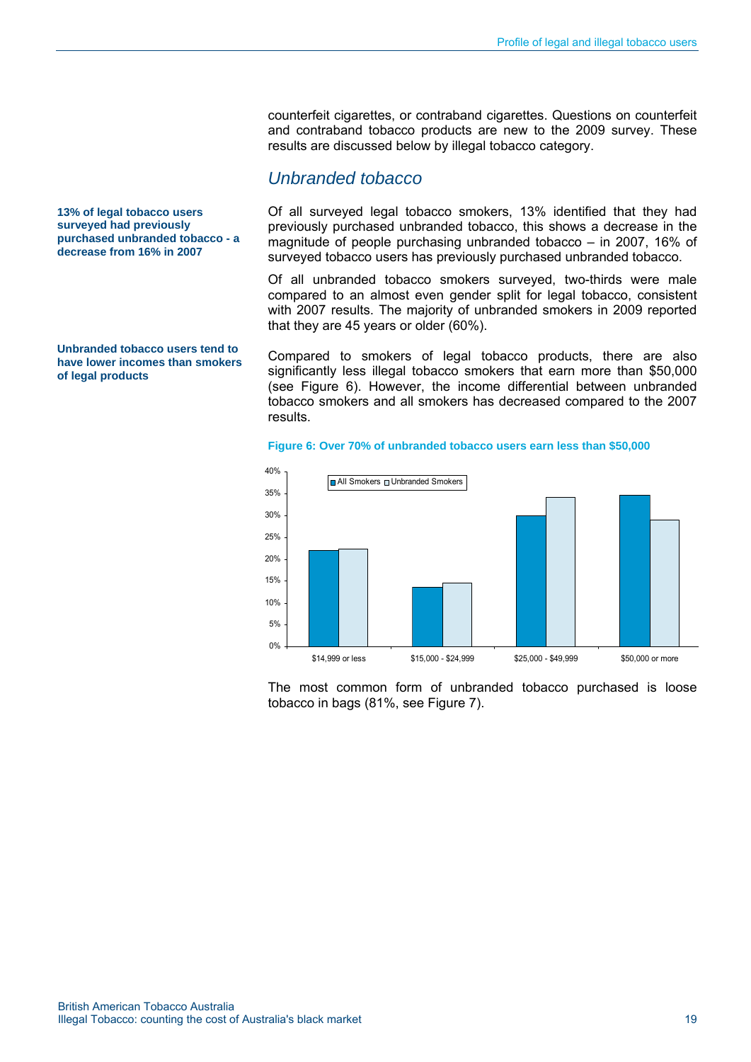counterfeit cigarettes, or contraband cigarettes. Questions on counterfeit and contraband tobacco products are new to the 2009 survey. These results are discussed below by illegal tobacco category.

## *Unbranded tobacco*

**13% of legal tobacco users surveyed had previously purchased unbranded tobacco - a decrease from 16% in 2007**

Of all surveyed legal tobacco smokers, 13% identified that they had previously purchased unbranded tobacco, this shows a decrease in the magnitude of people purchasing unbranded tobacco – in 2007, 16% of surveyed tobacco users has previously purchased unbranded tobacco.

Of all unbranded tobacco smokers surveyed, two-thirds were male compared to an almost even gender split for legal tobacco, consistent with 2007 results. The majority of unbranded smokers in 2009 reported that they are 45 years or older (60%).

**Unbranded tobacco users tend to have lower incomes than smokers of legal products**

Compared to smokers of legal tobacco products, there are also significantly less illegal tobacco smokers that earn more than $50,000 (see Figure 6). However, the income differential between unbranded tobacco smokers and all smokers has decreased compared to the 2007 results.

**Figure 6: Over 70% of unbranded tobacco users earn less than $50,000**

| Income | All Smokers | Unbranded Smokers |
|---|---|---|
| $14,999 or less | ~22% | ~22% |
| $15,000 - $24,999 | ~14% | ~15% |
| $25,000 - $49,999 | ~30% | ~34% |
| $50,000 or more | ~35% | ~29% |

The most common form of unbranded tobacco purchased is loose tobacco in bags (81%, see Figure 7).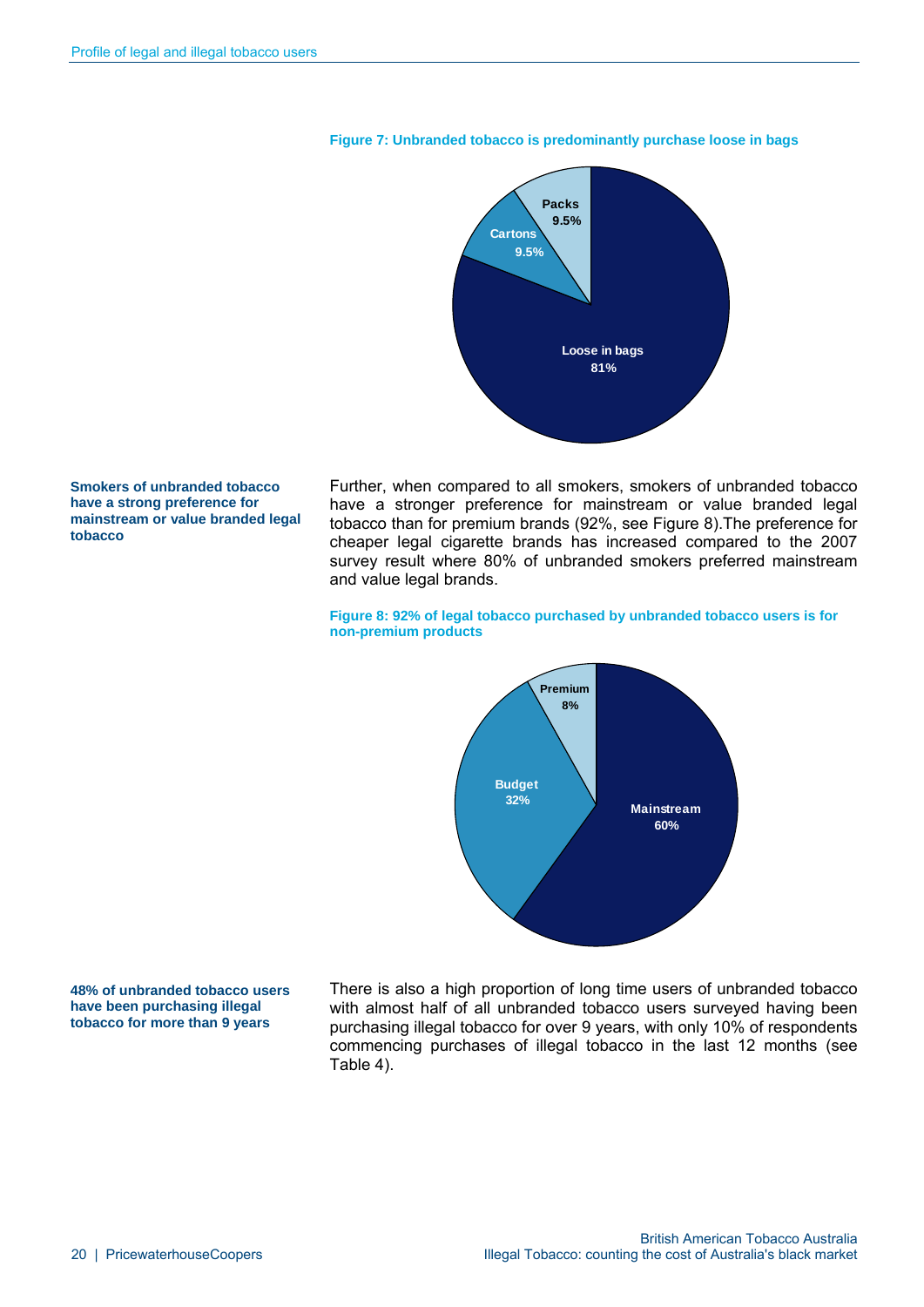**Figure 7: Unbranded tobacco is predominantly purchase loose in bags**

| Category | Share |
|---|---|
| Loose in bags | 81% |
| Cartons | 9.5% |
| Packs | 9.5% |

**Smokers of unbranded tobacco have a strong preference for mainstream or value branded legal tobacco**

Further, when compared to all smokers, smokers of unbranded tobacco have a stronger preference for mainstream or value branded legal tobacco than for premium brands (92%, see Figure 8).The preference for cheaper legal cigarette brands has increased compared to the 2007 survey result where 80% of unbranded smokers preferred mainstream and value legal brands.

**Figure 8: 92% of legal tobacco purchased by unbranded tobacco users is for non-premium products**

| Category | Share |
|---|---|
| Mainstream | 60% |
| Budget | 32% |
| Premium | 8% |

**48% of unbranded tobacco users have been purchasing illegal tobacco for more than 9 years**

There is also a high proportion of long time users of unbranded tobacco with almost half of all unbranded tobacco users surveyed having been purchasing illegal tobacco for over 9 years, with only 10% of respondents commencing purchases of illegal tobacco in the last 12 months (see Table 4).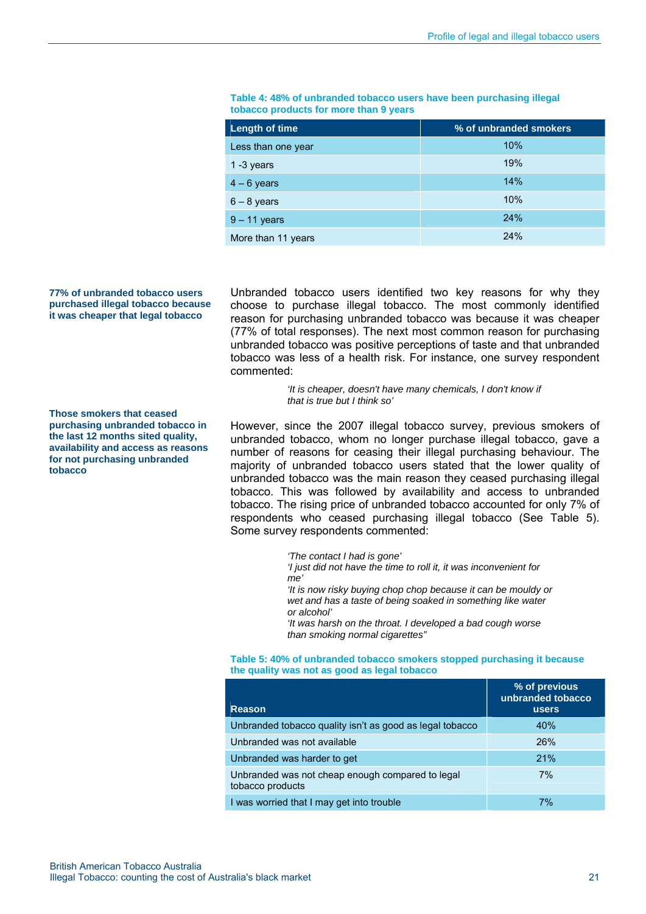**Table 4: 48% of unbranded tobacco users have been purchasing illegal tobacco products for more than 9 years**

| Length of time | % of unbranded smokers |
|---|---|
| Less than one year | 10% |
| 1 -3 years | 19% |
| 4 – 6 years | 14% |
| 6 – 8 years | 10% |
| 9 – 11 years | 24% |
| More than 11 years | 24% |

**77% of unbranded tobacco users purchased illegal tobacco because it was cheaper that legal tobacco**

Unbranded tobacco users identified two key reasons for why they choose to purchase illegal tobacco. The most commonly identified reason for purchasing unbranded tobacco was because it was cheaper (77% of total responses). The next most common reason for purchasing unbranded tobacco was positive perceptions of taste and that unbranded tobacco was less of a health risk. For instance, one survey respondent commented:

> *'It is cheaper, doesn't have many chemicals, I don't know if that is true but I think so'*

**Those smokers that ceased purchasing unbranded tobacco in the last 12 months sited quality, availability and access as reasons for not purchasing unbranded tobacco**

However, since the 2007 illegal tobacco survey, previous smokers of unbranded tobacco, whom no longer purchase illegal tobacco, gave a number of reasons for ceasing their illegal purchasing behaviour. The majority of unbranded tobacco users stated that the lower quality of unbranded tobacco was the main reason they ceased purchasing illegal tobacco. This was followed by availability and access to unbranded tobacco. The rising price of unbranded tobacco accounted for only 7% of respondents who ceased purchasing illegal tobacco (See Table 5). Some survey respondents commented:

> *'The contact I had is gone'*
> *'I just did not have the time to roll it, it was inconvenient for me'*
> *'It is now risky buying chop chop because it can be mouldy or wet and has a taste of being soaked in something like water or alcohol'*
> *'It was harsh on the throat. I developed a bad cough worse than smoking normal cigarettes"*

**Table 5: 40% of unbranded tobacco smokers stopped purchasing it because the quality was not as good as legal tobacco**

| Reason | % of previous unbranded tobacco users |
|---|---|
| Unbranded tobacco quality isn't as good as legal tobacco | 40% |
| Unbranded was not available | 26% |
| Unbranded was harder to get | 21% |
| Unbranded was not cheap enough compared to legal tobacco products | 7% |
| I was worried that I may get into trouble | 7% |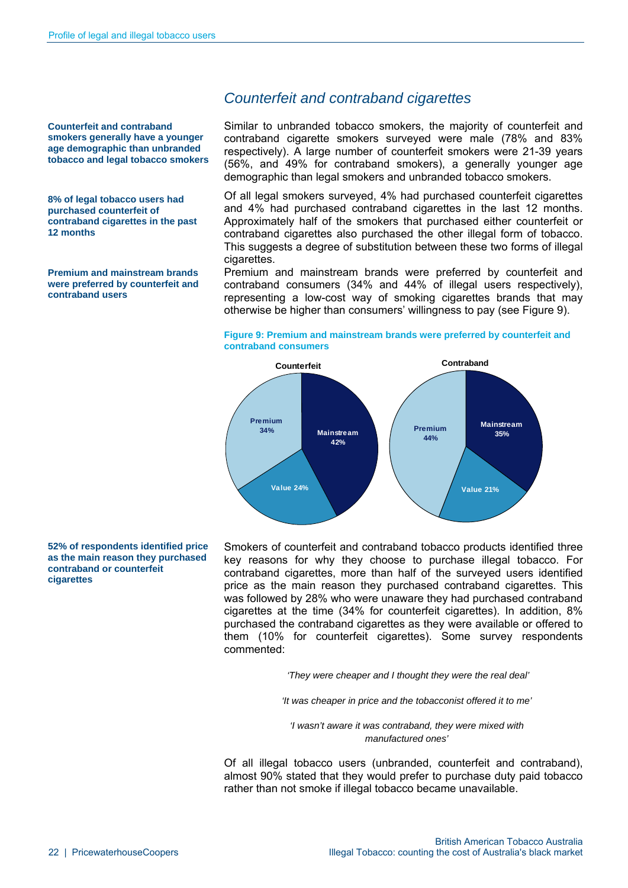## *Counterfeit and contraband cigarettes*

**Counterfeit and contraband smokers generally have a younger age demographic than unbranded tobacco and legal tobacco smokers**

Similar to unbranded tobacco smokers, the majority of counterfeit and contraband cigarette smokers surveyed were male (78% and 83% respectively). A large number of counterfeit smokers were 21-39 years (56%, and 49% for contraband smokers), a generally younger age demographic than legal smokers and unbranded tobacco smokers.

**8% of legal tobacco users had purchased counterfeit of contraband cigarettes in the past 12 months**

Of all legal smokers surveyed, 4% had purchased counterfeit cigarettes and 4% had purchased contraband cigarettes in the last 12 months. Approximately half of the smokers that purchased either counterfeit or contraband cigarettes also purchased the other illegal form of tobacco. This suggests a degree of substitution between these two forms of illegal cigarettes.

**Premium and mainstream brands were preferred by counterfeit and contraband users**

Premium and mainstream brands were preferred by counterfeit and contraband consumers (34% and 44% of illegal users respectively), representing a low-cost way of smoking cigarettes brands that may otherwise be higher than consumers' willingness to pay (see Figure 9).

**Figure 9: Premium and mainstream brands were preferred by counterfeit and contraband consumers**

| | Counterfeit | Contraband |
|---|---|---|
| Premium | 34% | 44% |
| Mainstream | 42% | 35% |
| Value | 24% | 21% |

**52% of respondents identified price as the main reason they purchased contraband or counterfeit cigarettes**

Smokers of counterfeit and contraband tobacco products identified three key reasons for why they choose to purchase illegal tobacco. For contraband cigarettes, more than half of the surveyed users identified price as the main reason they purchased contraband cigarettes. This was followed by 28% who were unaware they had purchased contraband cigarettes at the time (34% for counterfeit cigarettes). In addition, 8% purchased the contraband cigarettes as they were available or offered to them (10% for counterfeit cigarettes). Some survey respondents commented:

*'They were cheaper and I thought they were the real deal'*

*'It was cheaper in price and the tobacconist offered it to me'*

*'I wasn't aware it was contraband, they were mixed with manufactured ones'*

Of all illegal tobacco users (unbranded, counterfeit and contraband), almost 90% stated that they would prefer to purchase duty paid tobacco rather than not smoke if illegal tobacco became unavailable.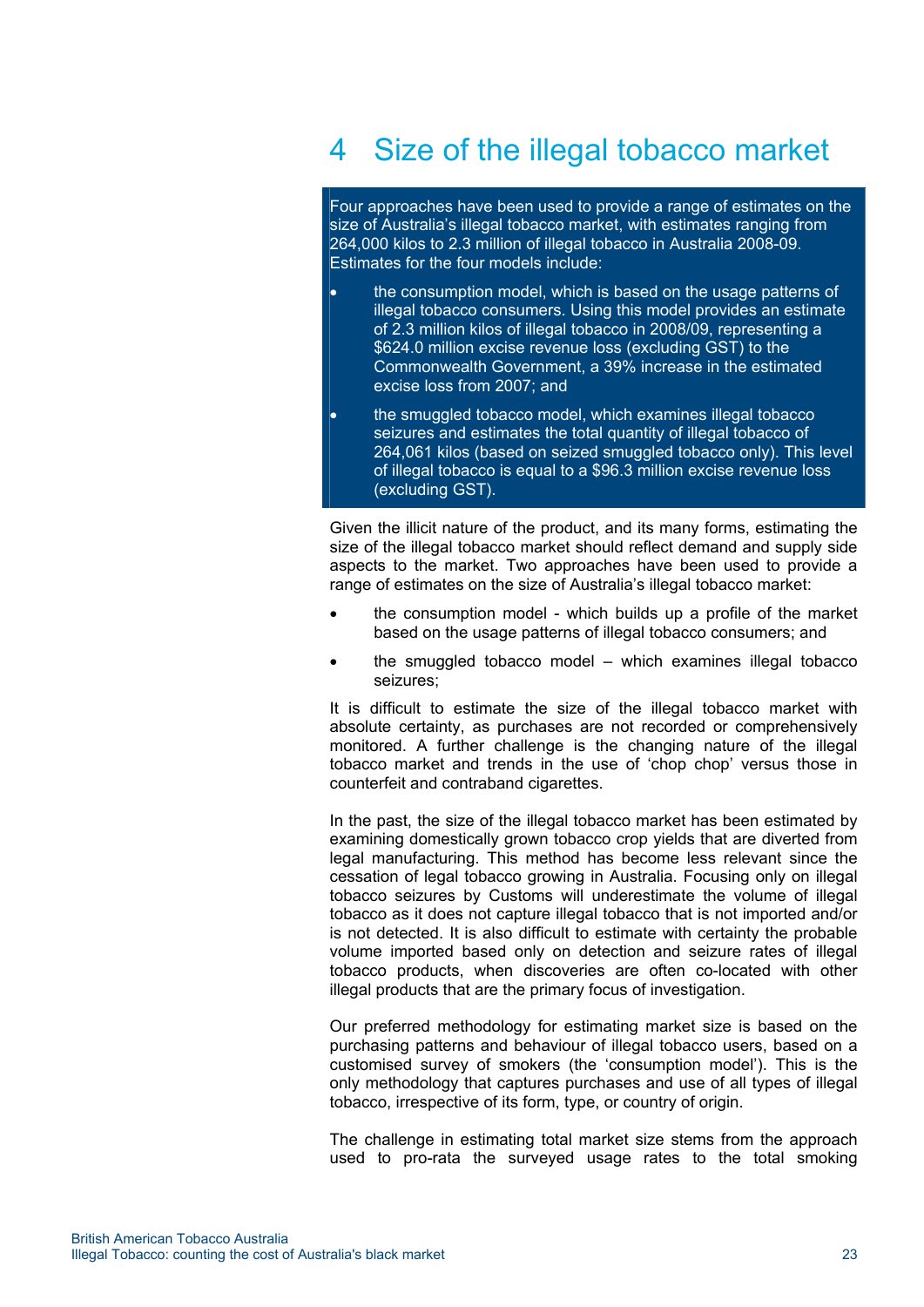# 4 Size of the illegal tobacco market

Four approaches have been used to provide a range of estimates on the size of Australia's illegal tobacco market, with estimates ranging from 264,000 kilos to 2.3 million of illegal tobacco in Australia 2008-09. Estimates for the four models include:

- the consumption model, which is based on the usage patterns of illegal tobacco consumers. Using this model provides an estimate of 2.3 million kilos of illegal tobacco in 2008/09, representing a $624.0 million excise revenue loss (excluding GST) to the Commonwealth Government, a 39% increase in the estimated excise loss from 2007; and
- the smuggled tobacco model, which examines illegal tobacco seizures and estimates the total quantity of illegal tobacco of 264,061 kilos (based on seized smuggled tobacco only). This level of illegal tobacco is equal to a $96.3 million excise revenue loss (excluding GST).

Given the illicit nature of the product, and its many forms, estimating the size of the illegal tobacco market should reflect demand and supply side aspects to the market. Two approaches have been used to provide a range of estimates on the size of Australia's illegal tobacco market:

- the consumption model - which builds up a profile of the market based on the usage patterns of illegal tobacco consumers; and
- the smuggled tobacco model – which examines illegal tobacco seizures;

It is difficult to estimate the size of the illegal tobacco market with absolute certainty, as purchases are not recorded or comprehensively monitored. A further challenge is the changing nature of the illegal tobacco market and trends in the use of 'chop chop' versus those in counterfeit and contraband cigarettes.

In the past, the size of the illegal tobacco market has been estimated by examining domestically grown tobacco crop yields that are diverted from legal manufacturing. This method has become less relevant since the cessation of legal tobacco growing in Australia. Focusing only on illegal tobacco seizures by Customs will underestimate the volume of illegal tobacco as it does not capture illegal tobacco that is not imported and/or is not detected. It is also difficult to estimate with certainty the probable volume imported based only on detection and seizure rates of illegal tobacco products, when discoveries are often co-located with other illegal products that are the primary focus of investigation.

Our preferred methodology for estimating market size is based on the purchasing patterns and behaviour of illegal tobacco users, based on a customised survey of smokers (the 'consumption model'). This is the only methodology that captures purchases and use of all types of illegal tobacco, irrespective of its form, type, or country of origin.

The challenge in estimating total market size stems from the approach used to pro-rata the surveyed usage rates to the total smoking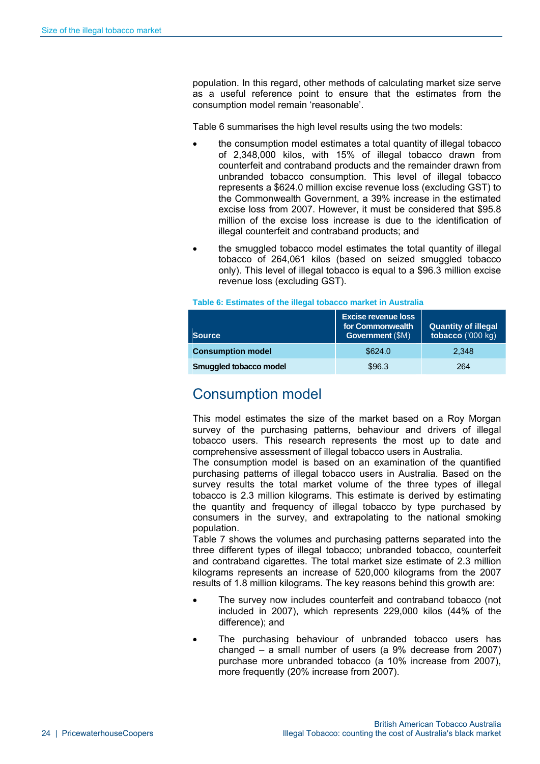population. In this regard, other methods of calculating market size serve as a useful reference point to ensure that the estimates from the consumption model remain 'reasonable'.

Table 6 summarises the high level results using the two models:

- the consumption model estimates a total quantity of illegal tobacco of 2,348,000 kilos, with 15% of illegal tobacco drawn from counterfeit and contraband products and the remainder drawn from unbranded tobacco consumption. This level of illegal tobacco represents a $624.0 million excise revenue loss (excluding GST) to the Commonwealth Government, a 39% increase in the estimated excise loss from 2007. However, it must be considered that $95.8 million of the excise loss increase is due to the identification of illegal counterfeit and contraband products; and
- the smuggled tobacco model estimates the total quantity of illegal tobacco of 264,061 kilos (based on seized smuggled tobacco only). This level of illegal tobacco is equal to a $96.3 million excise revenue loss (excluding GST).

**Table 6: Estimates of the illegal tobacco market in Australia**

| Source | Excise revenue loss for Commonwealth Government ($M) | Quantity of illegal tobacco ('000 kg) |
|---|---|---|
| **Consumption model** | $624.0 | 2,348 |
| **Smuggled tobacco model** | $96.3 | 264 |

## Consumption model

This model estimates the size of the market based on a Roy Morgan survey of the purchasing patterns, behaviour and drivers of illegal tobacco users. This research represents the most up to date and comprehensive assessment of illegal tobacco users in Australia.

The consumption model is based on an examination of the quantified purchasing patterns of illegal tobacco users in Australia. Based on the survey results the total market volume of the three types of illegal tobacco is 2.3 million kilograms. This estimate is derived by estimating the quantity and frequency of illegal tobacco by type purchased by consumers in the survey, and extrapolating to the national smoking population.

Table 7 shows the volumes and purchasing patterns separated into the three different types of illegal tobacco; unbranded tobacco, counterfeit and contraband cigarettes. The total market size estimate of 2.3 million kilograms represents an increase of 520,000 kilograms from the 2007 results of 1.8 million kilograms. The key reasons behind this growth are:

- The survey now includes counterfeit and contraband tobacco (not included in 2007), which represents 229,000 kilos (44% of the difference); and
- The purchasing behaviour of unbranded tobacco users has changed – a small number of users (a 9% decrease from 2007) purchase more unbranded tobacco (a 10% increase from 2007), more frequently (20% increase from 2007).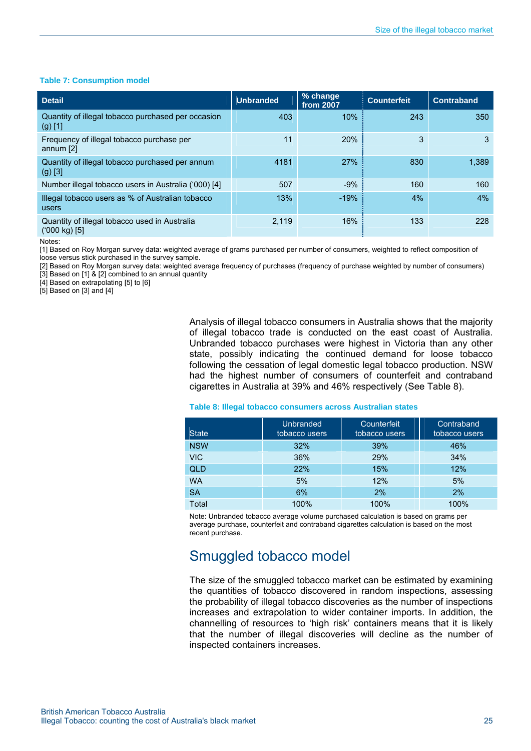**Table 7: Consumption model**

| Detail | Unbranded | % change from 2007 | Counterfeit | Contraband |
|---|---|---|---|---|
| Quantity of illegal tobacco purchased per occasion (g) [1] | 403 | 10% | 243 | 350 |
| Frequency of illegal tobacco purchase per annum [2] | 11 | 20% | 3 | 3 |
| Quantity of illegal tobacco purchased per annum (g) [3] | 4181 | 27% | 830 | 1,389 |
| Number illegal tobacco users in Australia ('000) [4] | 507 | -9% | 160 | 160 |
| Illegal tobacco users as % of Australian tobacco users | 13% | -19% | 4% | 4% |
| Quantity of illegal tobacco used in Australia ('000 kg) [5] | 2,119 | 16% | 133 | 228 |

Notes:
[1] Based on Roy Morgan survey data: weighted average of grams purchased per number of consumers, weighted to reflect composition of loose versus stick purchased in the survey sample.
[2] Based on Roy Morgan survey data: weighted average frequency of purchases (frequency of purchase weighted by number of consumers)
[3] Based on [1] & [2] combined to an annual quantity
[4] Based on extrapolating [5] to [6]
[5] Based on [3] and [4]

Analysis of illegal tobacco consumers in Australia shows that the majority of illegal tobacco trade is conducted on the east coast of Australia. Unbranded tobacco purchases were highest in Victoria than any other state, possibly indicating the continued demand for loose tobacco following the cessation of legal domestic legal tobacco production. NSW had the highest number of consumers of counterfeit and contraband cigarettes in Australia at 39% and 46% respectively (See Table 8).

**Table 8: Illegal tobacco consumers across Australian states**

| State | Unbranded tobacco users | Counterfeit tobacco users | Contraband tobacco users |
|---|---|---|---|
| NSW | 32% | 39% | 46% |
| VIC | 36% | 29% | 34% |
| QLD | 22% | 15% | 12% |
| WA | 5% | 12% | 5% |
| SA | 6% | 2% | 2% |
| Total | 100% | 100% | 100% |

Note: Unbranded tobacco average volume purchased calculation is based on grams per average purchase, counterfeit and contraband cigarettes calculation is based on the most recent purchase.

## Smuggled tobacco model

The size of the smuggled tobacco market can be estimated by examining the quantities of tobacco discovered in random inspections, assessing the probability of illegal tobacco discoveries as the number of inspections increases and extrapolation to wider container imports. In addition, the channelling of resources to 'high risk' containers means that it is likely that the number of illegal discoveries will decline as the number of inspected containers increases.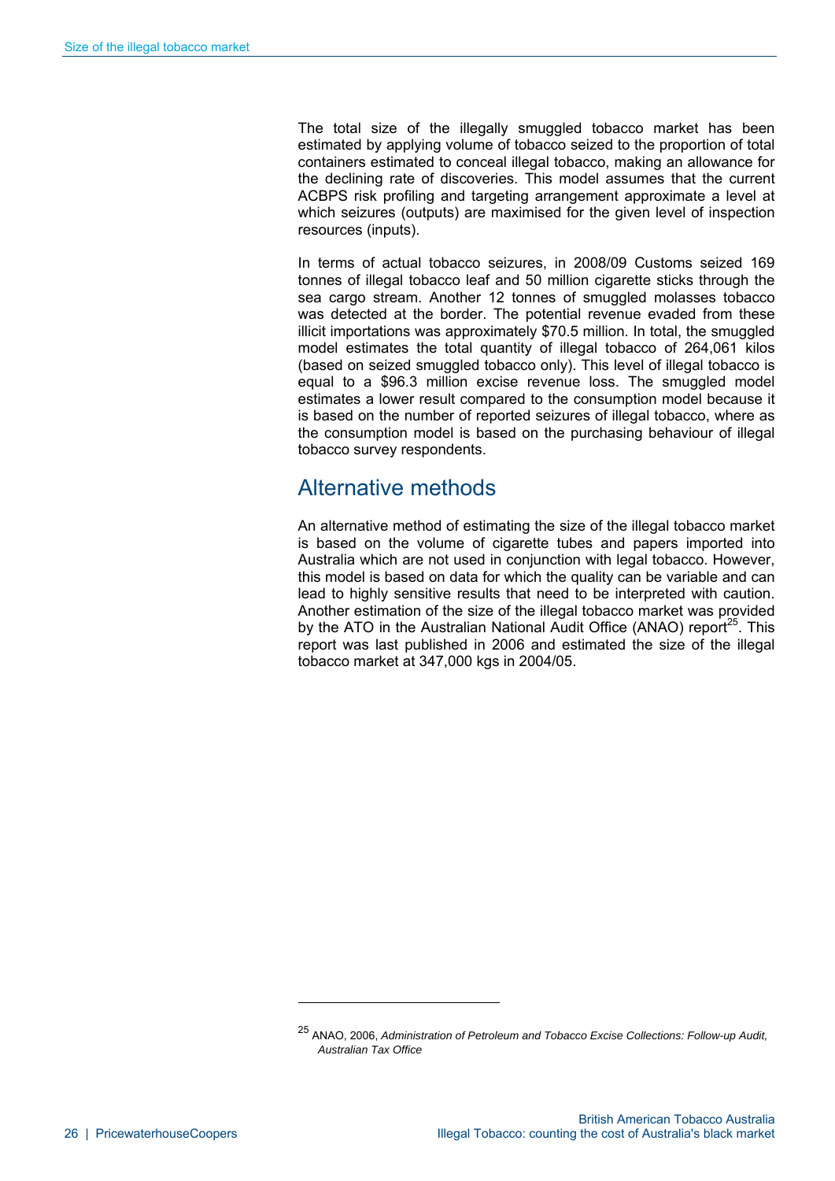The total size of the illegally smuggled tobacco market has been estimated by applying volume of tobacco seized to the proportion of total containers estimated to conceal illegal tobacco, making an allowance for the declining rate of discoveries. This model assumes that the current ACBPS risk profiling and targeting arrangement approximate a level at which seizures (outputs) are maximised for the given level of inspection resources (inputs).

In terms of actual tobacco seizures, in 2008/09 Customs seized 169 tonnes of illegal tobacco leaf and 50 million cigarette sticks through the sea cargo stream. Another 12 tonnes of smuggled molasses tobacco was detected at the border. The potential revenue evaded from these illicit importations was approximately $70.5 million. In total, the smuggled model estimates the total quantity of illegal tobacco of 264,061 kilos (based on seized smuggled tobacco only). This level of illegal tobacco is equal to a $96.3 million excise revenue loss. The smuggled model estimates a lower result compared to the consumption model because it is based on the number of reported seizures of illegal tobacco, where as the consumption model is based on the purchasing behaviour of illegal tobacco survey respondents.

## Alternative methods

An alternative method of estimating the size of the illegal tobacco market is based on the volume of cigarette tubes and papers imported into Australia which are not used in conjunction with legal tobacco. However, this model is based on data for which the quality can be variable and can lead to highly sensitive results that need to be interpreted with caution. Another estimation of the size of the illegal tobacco market was provided by the ATO in the Australian National Audit Office (ANAO) report[25]. This report was last published in 2006 and estimated the size of the illegal tobacco market at 347,000 kgs in 2004/05.

[25] ANAO, 2006, *Administration of Petroleum and Tobacco Excise Collections: Follow-up Audit, Australian Tax Office*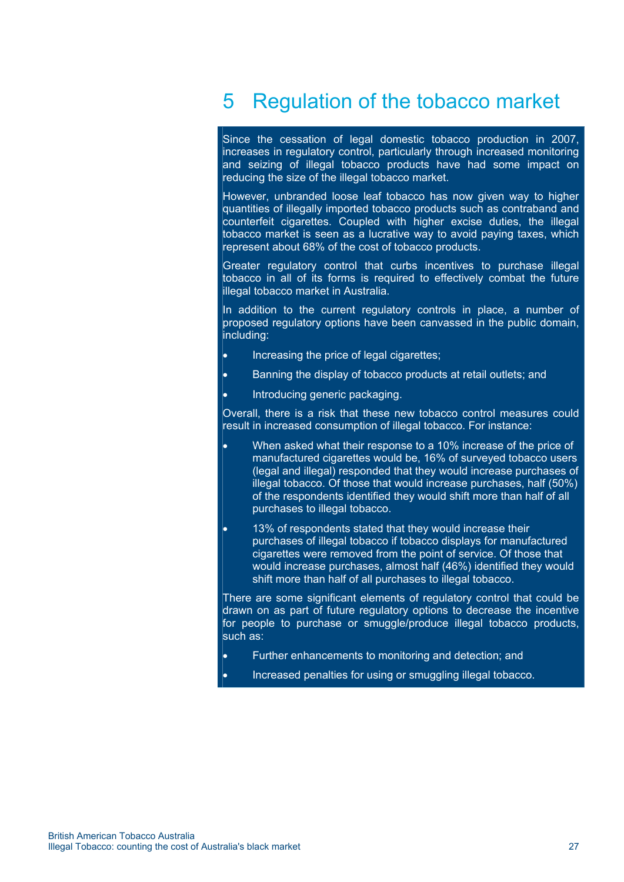# 5 Regulation of the tobacco market

Since the cessation of legal domestic tobacco production in 2007, increases in regulatory control, particularly through increased monitoring and seizing of illegal tobacco products have had some impact on reducing the size of the illegal tobacco market.

However, unbranded loose leaf tobacco has now given way to higher quantities of illegally imported tobacco products such as contraband and counterfeit cigarettes. Coupled with higher excise duties, the illegal tobacco market is seen as a lucrative way to avoid paying taxes, which represent about 68% of the cost of tobacco products.

Greater regulatory control that curbs incentives to purchase illegal tobacco in all of its forms is required to effectively combat the future illegal tobacco market in Australia.

In addition to the current regulatory controls in place, a number of proposed regulatory options have been canvassed in the public domain, including:

- Increasing the price of legal cigarettes;
- Banning the display of tobacco products at retail outlets; and
- Introducing generic packaging.

Overall, there is a risk that these new tobacco control measures could result in increased consumption of illegal tobacco. For instance:

- When asked what their response to a 10% increase of the price of manufactured cigarettes would be, 16% of surveyed tobacco users (legal and illegal) responded that they would increase purchases of illegal tobacco. Of those that would increase purchases, half (50%) of the respondents identified they would shift more than half of all purchases to illegal tobacco.
- 13% of respondents stated that they would increase their purchases of illegal tobacco if tobacco displays for manufactured cigarettes were removed from the point of service. Of those that would increase purchases, almost half (46%) identified they would shift more than half of all purchases to illegal tobacco.

There are some significant elements of regulatory control that could be drawn on as part of future regulatory options to decrease the incentive for people to purchase or smuggle/produce illegal tobacco products, such as:

- Further enhancements to monitoring and detection; and
- Increased penalties for using or smuggling illegal tobacco.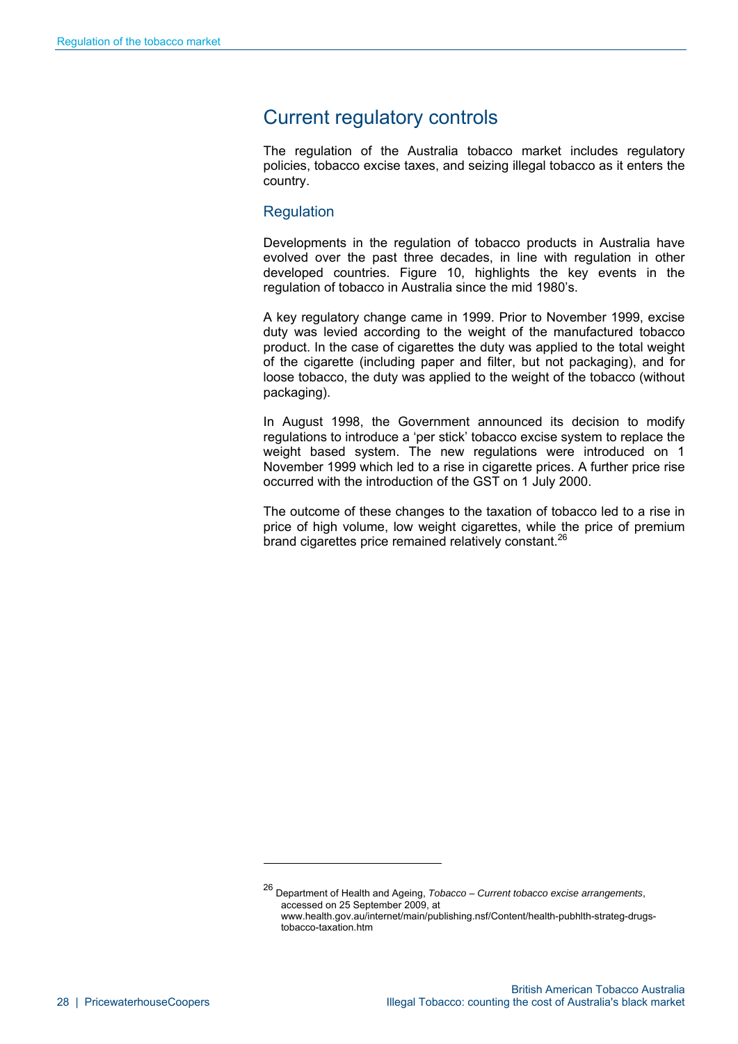## Current regulatory controls

The regulation of the Australia tobacco market includes regulatory policies, tobacco excise taxes, and seizing illegal tobacco as it enters the country.

### Regulation

Developments in the regulation of tobacco products in Australia have evolved over the past three decades, in line with regulation in other developed countries. Figure 10, highlights the key events in the regulation of tobacco in Australia since the mid 1980's.

A key regulatory change came in 1999. Prior to November 1999, excise duty was levied according to the weight of the manufactured tobacco product. In the case of cigarettes the duty was applied to the total weight of the cigarette (including paper and filter, but not packaging), and for loose tobacco, the duty was applied to the weight of the tobacco (without packaging).

In August 1998, the Government announced its decision to modify regulations to introduce a 'per stick' tobacco excise system to replace the weight based system. The new regulations were introduced on 1 November 1999 which led to a rise in cigarette prices. A further price rise occurred with the introduction of the GST on 1 July 2000.

The outcome of these changes to the taxation of tobacco led to a rise in price of high volume, low weight cigarettes, while the price of premium brand cigarettes price remained relatively constant.[26]

---

[26] Department of Health and Ageing, *Tobacco – Current tobacco excise arrangements*, accessed on 25 September 2009, at www.health.gov.au/internet/main/publishing.nsf/Content/health-pubhlth-strateg-drugs-tobacco-taxation.htm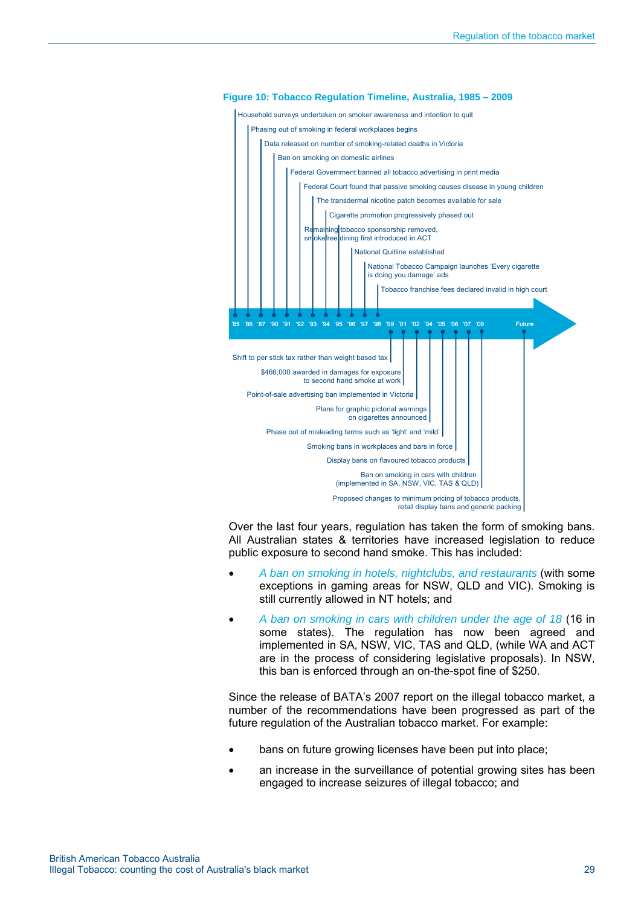**Figure 10: Tobacco Regulation Timeline, Australia, 1985 – 2009**

Timeline events (above the timeline, '85 – '98):

- '85: Household surveys undertaken on smoker awareness and intention to quit
- '86: Phasing out of smoking in federal workplaces begins
- '87: Data released on number of smoking-related deaths in Victoria
- '90: Ban on smoking on domestic airlines
- '91: Federal Government banned all tobacco advertising in print media
- '92: Federal Court found that passive smoking causes disease in young children
- '93: The transdermal nicotine patch becomes available for sale
- '94: Cigarette promotion progressively phased out
- '95: Remaining tobacco sponsorship removed, smokefree dining first introduced in ACT
- '96: National Quitline established
- '97: National Tobacco Campaign launches 'Every cigarette is doing you damage' ads
- '98: Tobacco franchise fees declared invalid in high court

Timeline events (below the timeline, '99 – Future):

- '99: Shift to per stick tax rather than weight based tax
- '01: $466,000 awarded in damages for exposure to second hand smoke at work
- '02: Point-of-sale advertising ban implemented in Victoria
- '04: Plans for graphic pictorial warnings on cigarettes announced
- '05: Phase out of misleading terms such as 'light' and 'mild'
- '06: Smoking bans in workplaces and bars in force
- '07: Display bans on flavoured tobacco products
- '09: Ban on smoking in cars with children (implemented in SA, NSW, VIC, TAS & QLD)
- Future: Proposed changes to minimum pricing of tobacco products, retail display bans and generic packing

Over the last four years, regulation has taken the form of smoking bans. All Australian states & territories have increased legislation to reduce public exposure to second hand smoke. This has included:

- *A ban on smoking in hotels, nightclubs, and restaurants* (with some exceptions in gaming areas for NSW, QLD and VIC). Smoking is still currently allowed in NT hotels; and
- *A ban on smoking in cars with children under the age of 18* (16 in some states). The regulation has now been agreed and implemented in SA, NSW, VIC, TAS and QLD, (while WA and ACT are in the process of considering legislative proposals). In NSW, this ban is enforced through an on-the-spot fine of $250.

Since the release of BATA's 2007 report on the illegal tobacco market, a number of the recommendations have been progressed as part of the future regulation of the Australian tobacco market. For example:

- bans on future growing licenses have been put into place;
- an increase in the surveillance of potential growing sites has been engaged to increase seizures of illegal tobacco; and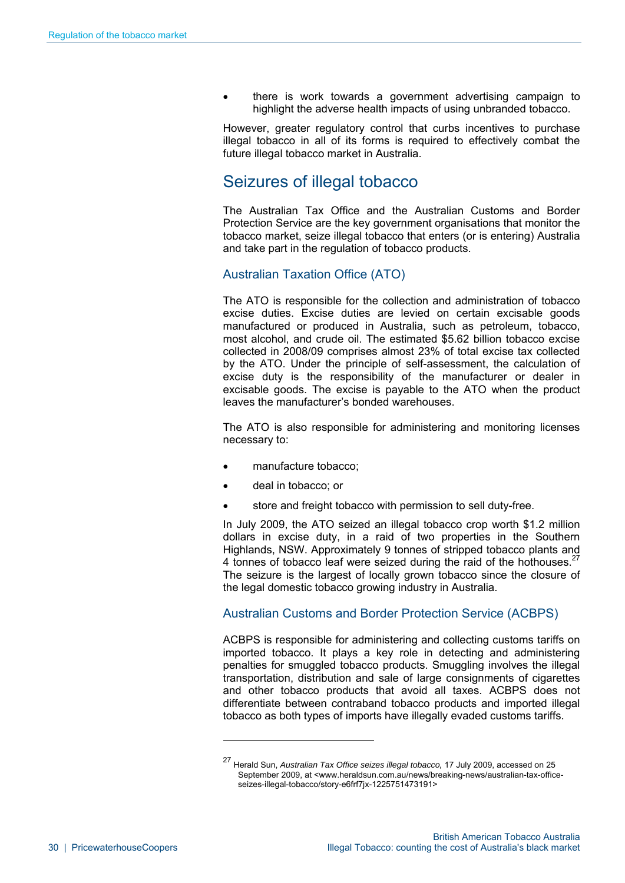- there is work towards a government advertising campaign to highlight the adverse health impacts of using unbranded tobacco.

However, greater regulatory control that curbs incentives to purchase illegal tobacco in all of its forms is required to effectively combat the future illegal tobacco market in Australia.

## Seizures of illegal tobacco

The Australian Tax Office and the Australian Customs and Border Protection Service are the key government organisations that monitor the tobacco market, seize illegal tobacco that enters (or is entering) Australia and take part in the regulation of tobacco products.

### Australian Taxation Office (ATO)

The ATO is responsible for the collection and administration of tobacco excise duties. Excise duties are levied on certain excisable goods manufactured or produced in Australia, such as petroleum, tobacco, most alcohol, and crude oil. The estimated $5.62 billion tobacco excise collected in 2008/09 comprises almost 23% of total excise tax collected by the ATO. Under the principle of self-assessment, the calculation of excise duty is the responsibility of the manufacturer or dealer in excisable goods. The excise is payable to the ATO when the product leaves the manufacturer's bonded warehouses.

The ATO is also responsible for administering and monitoring licenses necessary to:

- manufacture tobacco;
- deal in tobacco; or
- store and freight tobacco with permission to sell duty-free.

In July 2009, the ATO seized an illegal tobacco crop worth $1.2 million dollars in excise duty, in a raid of two properties in the Southern Highlands, NSW. Approximately 9 tonnes of stripped tobacco plants and 4 tonnes of tobacco leaf were seized during the raid of the hothouses.[27] The seizure is the largest of locally grown tobacco since the closure of the legal domestic tobacco growing industry in Australia.

### Australian Customs and Border Protection Service (ACBPS)

ACBPS is responsible for administering and collecting customs tariffs on imported tobacco. It plays a key role in detecting and administering penalties for smuggled tobacco products. Smuggling involves the illegal transportation, distribution and sale of large consignments of cigarettes and other tobacco products that avoid all taxes. ACBPS does not differentiate between contraband tobacco products and imported illegal tobacco as both types of imports have illegally evaded customs tariffs.

---

[27] Herald Sun, *Australian Tax Office seizes illegal tobacco,* 17 July 2009, accessed on 25 September 2009, at <www.heraldsun.com.au/news/breaking-news/australian-tax-office-seizes-illegal-tobacco/story-e6frf7jx-1225751473191>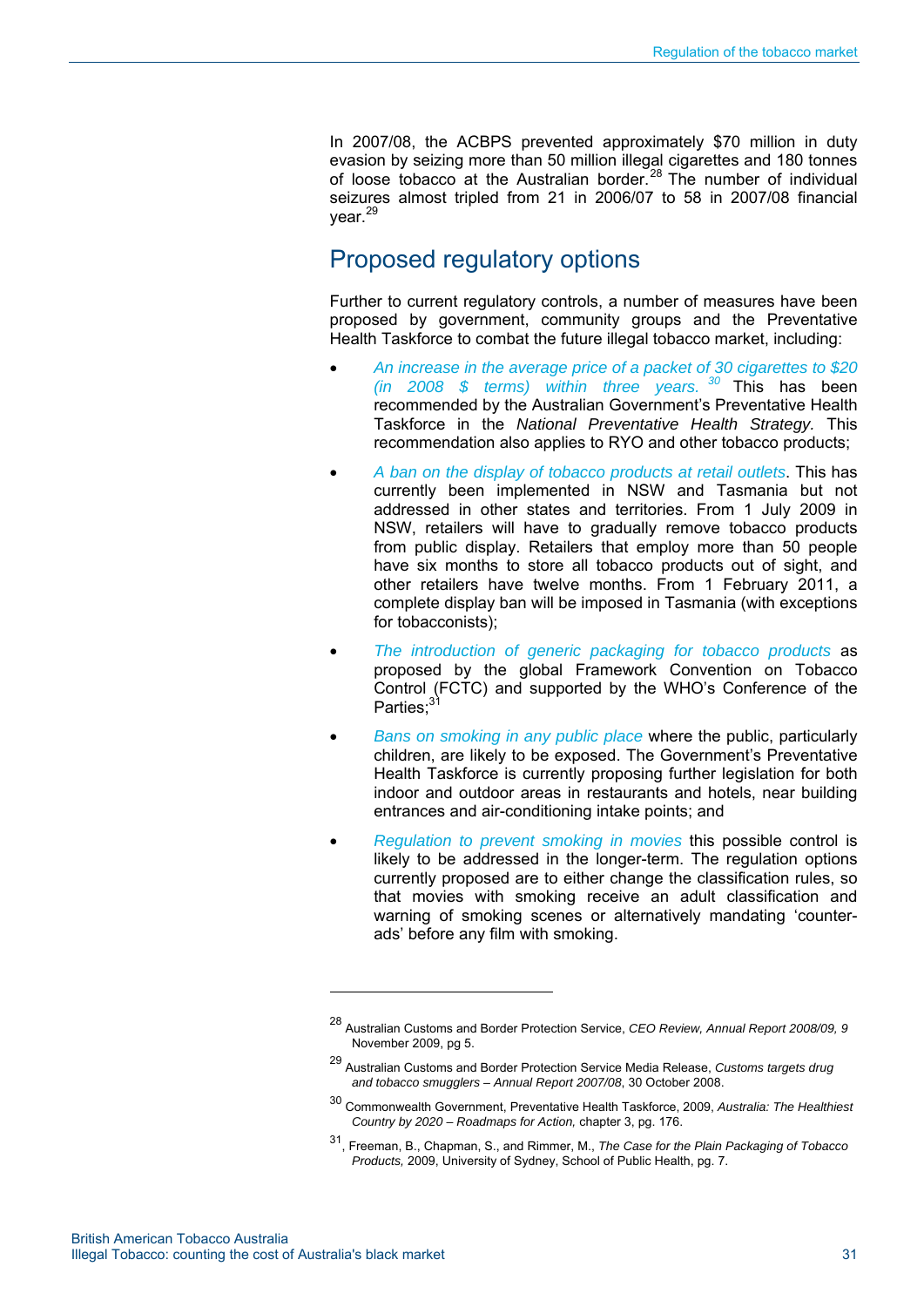In 2007/08, the ACBPS prevented approximately $70 million in duty evasion by seizing more than 50 million illegal cigarettes and 180 tonnes of loose tobacco at the Australian border.[28] The number of individual seizures almost tripled from 21 in 2006/07 to 58 in 2007/08 financial year.[29]

## Proposed regulatory options

Further to current regulatory controls, a number of measures have been proposed by government, community groups and the Preventative Health Taskforce to combat the future illegal tobacco market, including:

- *An increase in the average price of a packet of 30 cigarettes to $20 (in 2008 $ terms) within three years.* [30] This has been recommended by the Australian Government's Preventative Health Taskforce in the *National Preventative Health Strategy.* This recommendation also applies to RYO and other tobacco products;
- *A ban on the display of tobacco products at retail outlets*. This has currently been implemented in NSW and Tasmania but not addressed in other states and territories. From 1 July 2009 in NSW, retailers will have to gradually remove tobacco products from public display. Retailers that employ more than 50 people have six months to store all tobacco products out of sight, and other retailers have twelve months. From 1 February 2011, a complete display ban will be imposed in Tasmania (with exceptions for tobacconists);
- *The introduction of generic packaging for tobacco products* as proposed by the global Framework Convention on Tobacco Control (FCTC) and supported by the WHO's Conference of the Parties;[31]
- *Bans on smoking in any public place* where the public, particularly children, are likely to be exposed. The Government's Preventative Health Taskforce is currently proposing further legislation for both indoor and outdoor areas in restaurants and hotels, near building entrances and air-conditioning intake points; and
- *Regulation to prevent smoking in movies* this possible control is likely to be addressed in the longer-term. The regulation options currently proposed are to either change the classification rules, so that movies with smoking receive an adult classification and warning of smoking scenes or alternatively mandating 'counter-ads' before any film with smoking.

---

[28] Australian Customs and Border Protection Service, *CEO Review, Annual Report 2008/09, 9* November 2009, pg 5.

[29] Australian Customs and Border Protection Service Media Release, *Customs targets drug and tobacco smugglers – Annual Report 2007/08*, 30 October 2008.

[30] Commonwealth Government, Preventative Health Taskforce, 2009, *Australia: The Healthiest Country by 2020 – Roadmaps for Action,* chapter 3, pg. 176.

[31], Freeman, B., Chapman, S., and Rimmer, M., *The Case for the Plain Packaging of Tobacco Products,* 2009, University of Sydney, School of Public Health, pg. 7.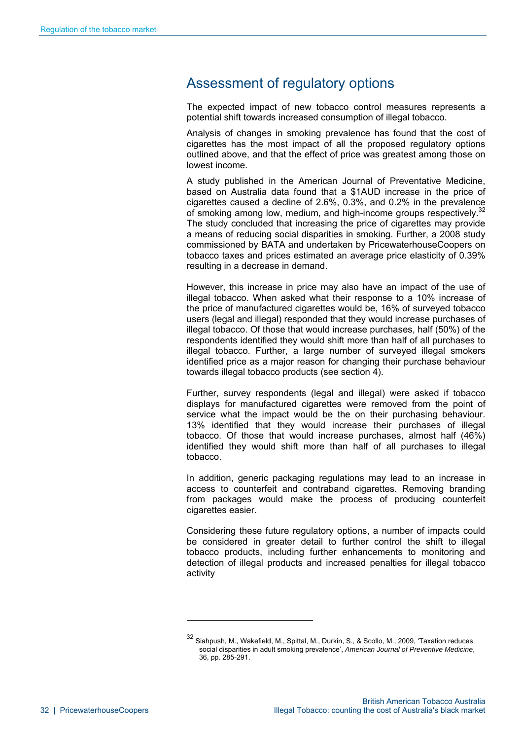## Assessment of regulatory options

The expected impact of new tobacco control measures represents a potential shift towards increased consumption of illegal tobacco.

Analysis of changes in smoking prevalence has found that the cost of cigarettes has the most impact of all the proposed regulatory options outlined above, and that the effect of price was greatest among those on lowest income.

A study published in the American Journal of Preventative Medicine, based on Australia data found that a $1AUD increase in the price of cigarettes caused a decline of 2.6%, 0.3%, and 0.2% in the prevalence of smoking among low, medium, and high-income groups respectively.[32] The study concluded that increasing the price of cigarettes may provide a means of reducing social disparities in smoking. Further, a 2008 study commissioned by BATA and undertaken by PricewaterhouseCoopers on tobacco taxes and prices estimated an average price elasticity of 0.39% resulting in a decrease in demand.

However, this increase in price may also have an impact of the use of illegal tobacco. When asked what their response to a 10% increase of the price of manufactured cigarettes would be, 16% of surveyed tobacco users (legal and illegal) responded that they would increase purchases of illegal tobacco. Of those that would increase purchases, half (50%) of the respondents identified they would shift more than half of all purchases to illegal tobacco. Further, a large number of surveyed illegal smokers identified price as a major reason for changing their purchase behaviour towards illegal tobacco products (see section 4).

Further, survey respondents (legal and illegal) were asked if tobacco displays for manufactured cigarettes were removed from the point of service what the impact would be the on their purchasing behaviour. 13% identified that they would increase their purchases of illegal tobacco. Of those that would increase purchases, almost half (46%) identified they would shift more than half of all purchases to illegal tobacco.

In addition, generic packaging regulations may lead to an increase in access to counterfeit and contraband cigarettes. Removing branding from packages would make the process of producing counterfeit cigarettes easier.

Considering these future regulatory options, a number of impacts could be considered in greater detail to further control the shift to illegal tobacco products, including further enhancements to monitoring and detection of illegal products and increased penalties for illegal tobacco activity

---

[32] Siahpush, M., Wakefield, M., Spittal, M., Durkin, S., & Scollo, M., 2009, 'Taxation reduces social disparities in adult smoking prevalence', *American Journal of Preventive Medicine*, 36, pp. 285-291.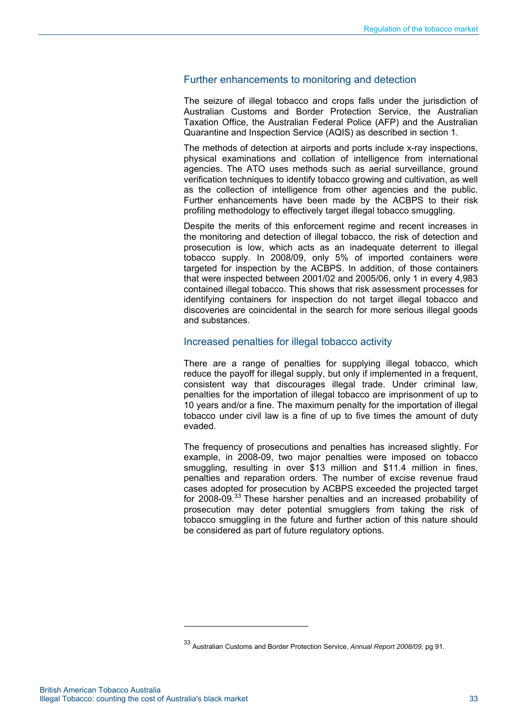## Further enhancements to monitoring and detection

The seizure of illegal tobacco and crops falls under the jurisdiction of Australian Customs and Border Protection Service, the Australian Taxation Office, the Australian Federal Police (AFP) and the Australian Quarantine and Inspection Service (AQIS) as described in section 1.

The methods of detection at airports and ports include x-ray inspections, physical examinations and collation of intelligence from international agencies. The ATO uses methods such as aerial surveillance, ground verification techniques to identify tobacco growing and cultivation, as well as the collection of intelligence from other agencies and the public. Further enhancements have been made by the ACBPS to their risk profiling methodology to effectively target illegal tobacco smuggling.

Despite the merits of this enforcement regime and recent increases in the monitoring and detection of illegal tobacco, the risk of detection and prosecution is low, which acts as an inadequate deterrent to illegal tobacco supply. In 2008/09, only 5% of imported containers were targeted for inspection by the ACBPS. In addition, of those containers that were inspected between 2001/02 and 2005/06, only 1 in every 4,983 contained illegal tobacco. This shows that risk assessment processes for identifying containers for inspection do not target illegal tobacco and discoveries are coincidental in the search for more serious illegal goods and substances.

## Increased penalties for illegal tobacco activity

There are a range of penalties for supplying illegal tobacco, which reduce the payoff for illegal supply, but only if implemented in a frequent, consistent way that discourages illegal trade. Under criminal law, penalties for the importation of illegal tobacco are imprisonment of up to 10 years and/or a fine. The maximum penalty for the importation of illegal tobacco under civil law is a fine of up to five times the amount of duty evaded.

The frequency of prosecutions and penalties has increased slightly. For example, in 2008-09, two major penalties were imposed on tobacco smuggling, resulting in over $13 million and $11.4 million in fines, penalties and reparation orders. The number of excise revenue fraud cases adopted for prosecution by ACBPS exceeded the projected target for 2008-09.[33] These harsher penalties and an increased probability of prosecution may deter potential smugglers from taking the risk of tobacco smuggling in the future and further action of this nature should be considered as part of future regulatory options.

---

[33] Australian Customs and Border Protection Service, *Annual Report 2008/09,* pg 91.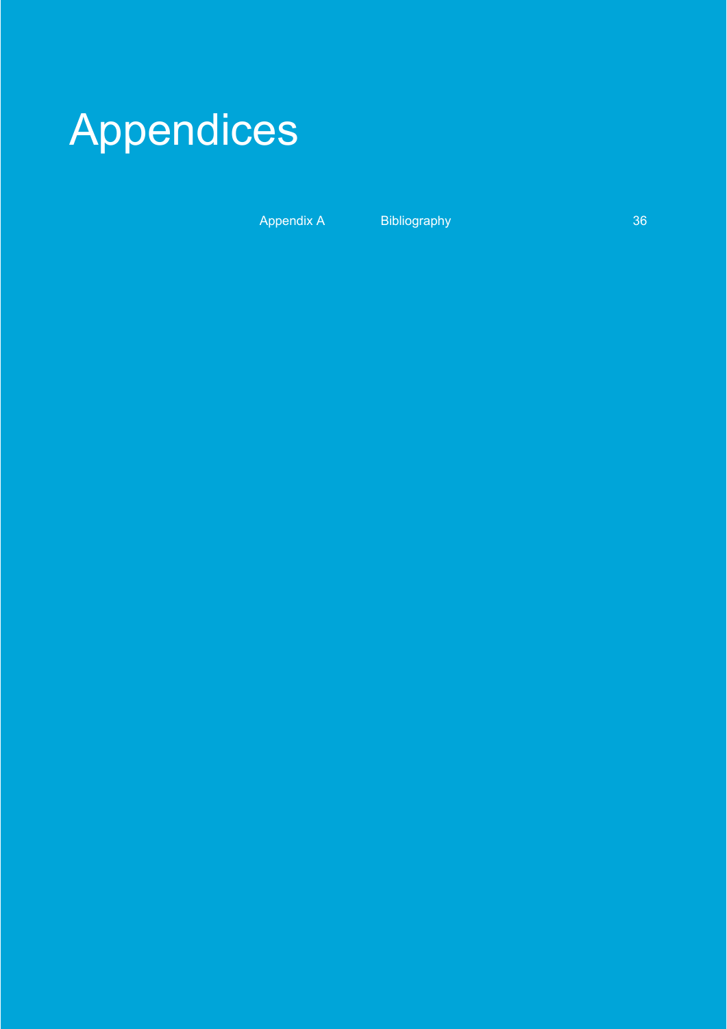# Appendices

| | | |
|---|---|---|
| Appendix A | Bibliography | 36 |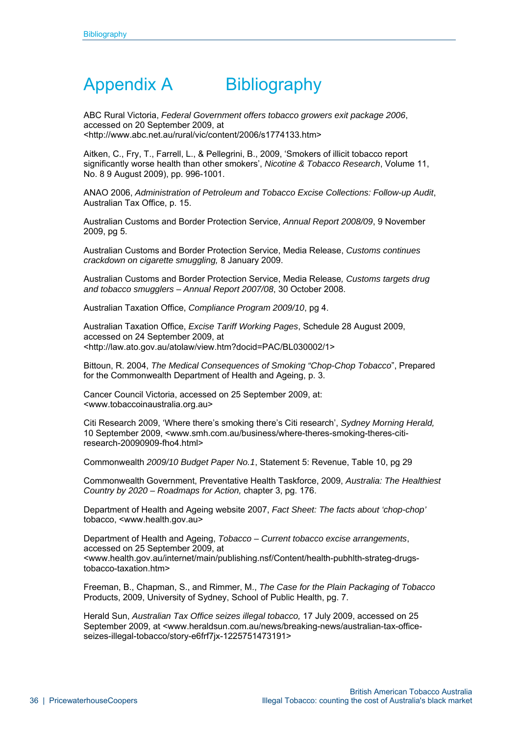# Appendix A Bibliography

ABC Rural Victoria, *Federal Government offers tobacco growers exit package 2006*, accessed on 20 September 2009, at <http://www.abc.net.au/rural/vic/content/2006/s1774133.htm>

Aitken, C., Fry, T., Farrell, L., & Pellegrini, B., 2009, 'Smokers of illicit tobacco report significantly worse health than other smokers', *Nicotine & Tobacco Research*, Volume 11, No. 8 9 August 2009), pp. 996-1001.

ANAO 2006, *Administration of Petroleum and Tobacco Excise Collections: Follow-up Audit*, Australian Tax Office, p. 15.

Australian Customs and Border Protection Service, *Annual Report 2008/09*, 9 November 2009, pg 5.

Australian Customs and Border Protection Service, Media Release, *Customs continues crackdown on cigarette smuggling,* 8 January 2009.

Australian Customs and Border Protection Service, Media Release*, Customs targets drug and tobacco smugglers – Annual Report 2007/08*, 30 October 2008.

Australian Taxation Office, *Compliance Program 2009/10*, pg 4.

Australian Taxation Office, *Excise Tariff Working Pages*, Schedule 28 August 2009, accessed on 24 September 2009, at <http://law.ato.gov.au/atolaw/view.htm?docid=PAC/BL030002/1>

Bittoun, R. 2004, *The Medical Consequences of Smoking "Chop-Chop Tobacco*", Prepared for the Commonwealth Department of Health and Ageing, p. 3.

Cancer Council Victoria, accessed on 25 September 2009, at: <www.tobaccoinaustralia.org.au>

Citi Research 2009, 'Where there's smoking there's Citi research', *Sydney Morning Herald,* 10 September 2009, <www.smh.com.au/business/where-theres-smoking-theres-citi-research-20090909-fho4.html>

Commonwealth *2009/10 Budget Paper No.1*, Statement 5: Revenue, Table 10, pg 29

Commonwealth Government, Preventative Health Taskforce, 2009, *Australia: The Healthiest Country by 2020 – Roadmaps for Action,* chapter 3, pg. 176.

Department of Health and Ageing website 2007, *Fact Sheet: The facts about 'chop-chop'* tobacco, <www.health.gov.au>

Department of Health and Ageing, *Tobacco – Current tobacco excise arrangements*, accessed on 25 September 2009, at <www.health.gov.au/internet/main/publishing.nsf/Content/health-pubhlth-strateg-drugs-tobacco-taxation.htm>

Freeman, B., Chapman, S., and Rimmer, M., *The Case for the Plain Packaging of Tobacco* Products, 2009, University of Sydney, School of Public Health, pg. 7.

Herald Sun, *Australian Tax Office seizes illegal tobacco,* 17 July 2009, accessed on 25 September 2009, at <www.heraldsun.com.au/news/breaking-news/australian-tax-office-seizes-illegal-tobacco/story-e6frf7jx-1225751473191>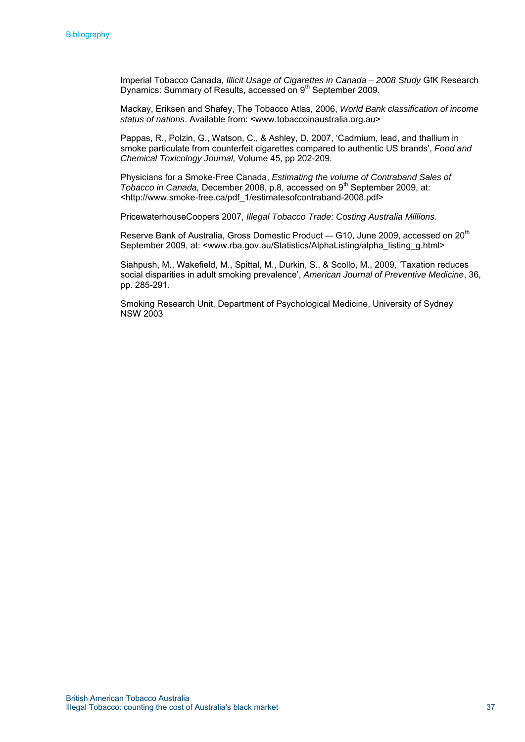Imperial Tobacco Canada, *Illicit Usage of Cigarettes in Canada – 2008 Study* GfK Research Dynamics: Summary of Results, accessed on 9th September 2009.

Mackay, Eriksen and Shafey, The Tobacco Atlas, 2006, *World Bank classification of income status of nations*. Available from: <www.tobaccoinaustralia.org.au>

Pappas, R., Polzin, G., Watson, C., & Ashley, D, 2007, 'Cadmium, lead, and thallium in smoke particulate from counterfeit cigarettes compared to authentic US brands', *Food and Chemical Toxicology Journal,* Volume 45, pp 202-209.

Physicians for a Smoke-Free Canada, *Estimating the volume of Contraband Sales of Tobacco in Canada,* December 2008, p.8, accessed on 9th September 2009, at: <http://www.smoke-free.ca/pdf_1/estimatesofcontraband-2008.pdf>

PricewaterhouseCoopers 2007, *Illegal Tobacco Trade: Costing Australia Millions.*

Reserve Bank of Australia, Gross Domestic Product -– G10, June 2009, accessed on 20th September 2009, at: <www.rba.gov.au/Statistics/AlphaListing/alpha_listing_g.html>

Siahpush, M., Wakefield, M., Spittal, M., Durkin, S., & Scollo, M., 2009, 'Taxation reduces social disparities in adult smoking prevalence', *American Journal of Preventive Medicine*, 36, pp. 285-291.

Smoking Research Unit, Department of Psychological Medicine, University of Sydney NSW 2003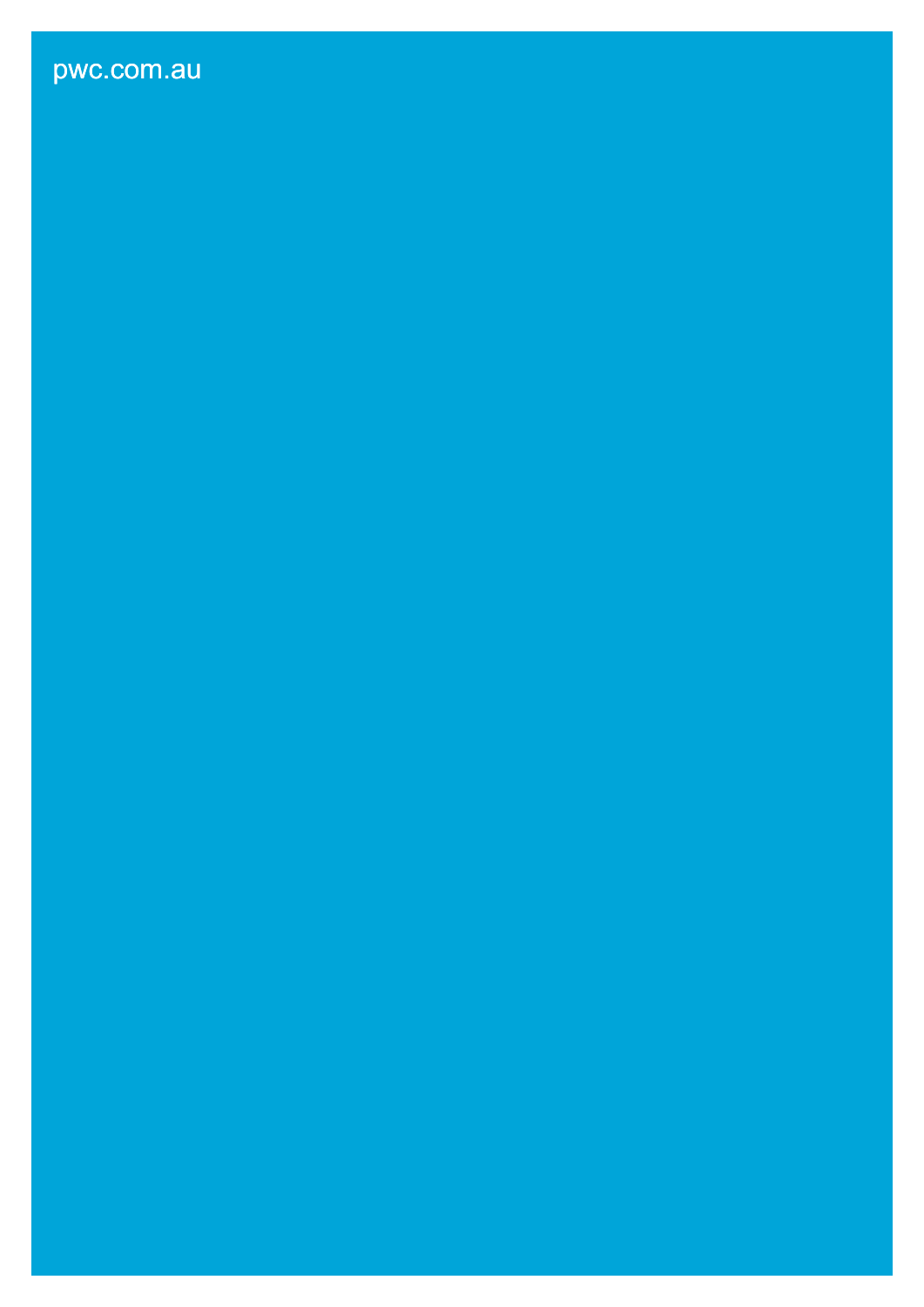pwc.com.au